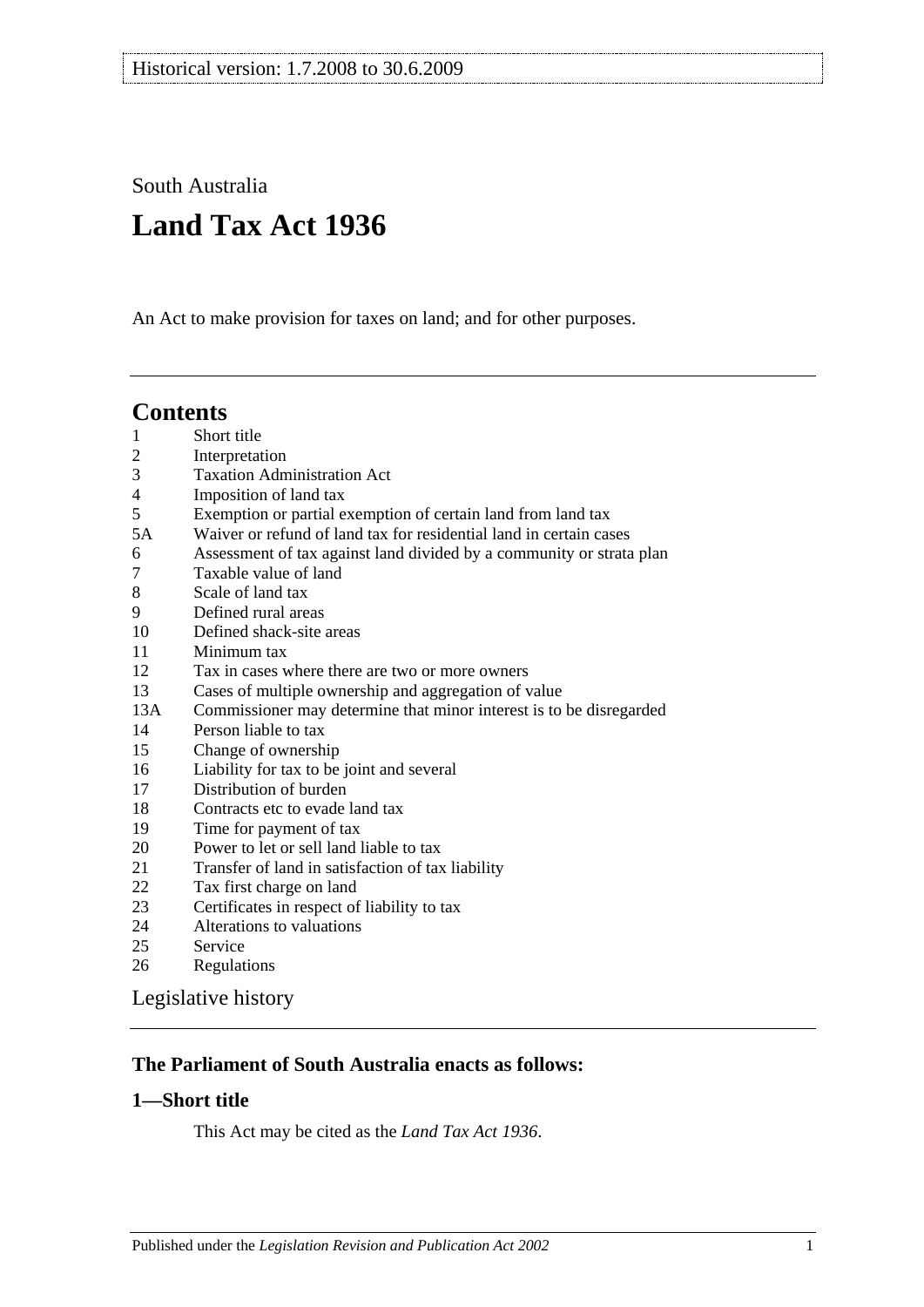Historical version: 1.7.2008 to 30.6.2009

South Australia

# Land Tax Act 1936

An Act to make provision for taxes on land; and for other purposes.

## Contents

1 Short title
2 Interpretation
3 Taxation Administration Act
4 Imposition of land tax
5 Exemption or partial exemption of certain land from land tax
5A Waiver or refund of land tax for residential land in certain cases
6 Assessment of tax against land divided by a community or strata plan
7 Taxable value of land
8 Scale of land tax
9 Defined rural areas
10 Defined shack-site areas
11 Minimum tax
12 Tax in cases where there are two or more owners
13 Cases of multiple ownership and aggregation of value
13A Commissioner may determine that minor interest is to be disregarded
14 Person liable to tax
15 Change of ownership
16 Liability for tax to be joint and several
17 Distribution of burden
18 Contracts etc to evade land tax
19 Time for payment of tax
20 Power to let or sell land liable to tax
21 Transfer of land in satisfaction of tax liability
22 Tax first charge on land
23 Certificates in respect of liability to tax
24 Alterations to valuations
25 Service
26 Regulations

Legislative history

### The Parliament of South Australia enacts as follows:

### 1—Short title

This Act may be cited as the *Land Tax Act 1936*.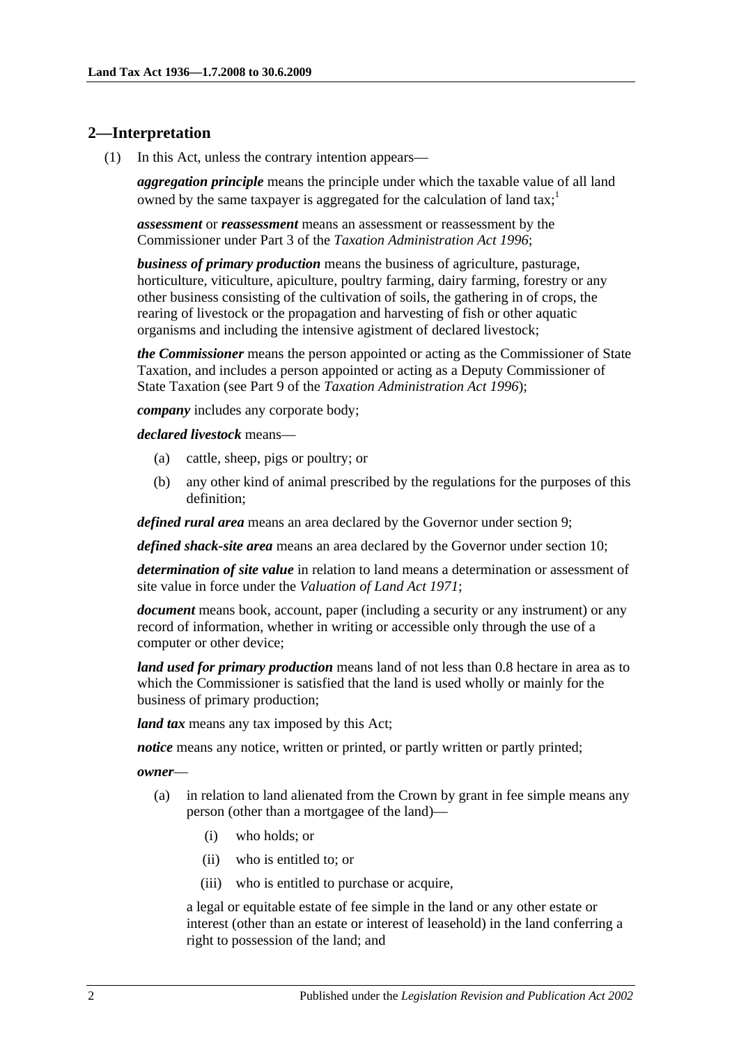## 2—Interpretation

(1) In this Act, unless the contrary intention appears—

***aggregation principle*** means the principle under which the taxable value of all land owned by the same taxpayer is aggregated for the calculation of land tax;[1]

***assessment*** or ***reassessment*** means an assessment or reassessment by the Commissioner under Part 3 of the *Taxation Administration Act 1996*;

***business of primary production*** means the business of agriculture, pasturage, horticulture, viticulture, apiculture, poultry farming, dairy farming, forestry or any other business consisting of the cultivation of soils, the gathering in of crops, the rearing of livestock or the propagation and harvesting of fish or other aquatic organisms and including the intensive agistment of declared livestock;

***the Commissioner*** means the person appointed or acting as the Commissioner of State Taxation, and includes a person appointed or acting as a Deputy Commissioner of State Taxation (see Part 9 of the *Taxation Administration Act 1996*);

***company*** includes any corporate body;

***declared livestock*** means—

(a) cattle, sheep, pigs or poultry; or

(b) any other kind of animal prescribed by the regulations for the purposes of this definition;

***defined rural area*** means an area declared by the Governor under section 9;

***defined shack-site area*** means an area declared by the Governor under section 10;

***determination of site value*** in relation to land means a determination or assessment of site value in force under the *Valuation of Land Act 1971*;

***document*** means book, account, paper (including a security or any instrument) or any record of information, whether in writing or accessible only through the use of a computer or other device;

***land used for primary production*** means land of not less than 0.8 hectare in area as to which the Commissioner is satisfied that the land is used wholly or mainly for the business of primary production;

***land tax*** means any tax imposed by this Act;

***notice*** means any notice, written or printed, or partly written or partly printed;

***owner***—

(a) in relation to land alienated from the Crown by grant in fee simple means any person (other than a mortgagee of the land)—

(i) who holds; or

(ii) who is entitled to; or

(iii) who is entitled to purchase or acquire,

a legal or equitable estate of fee simple in the land or any other estate or interest (other than an estate or interest of leasehold) in the land conferring a right to possession of the land; and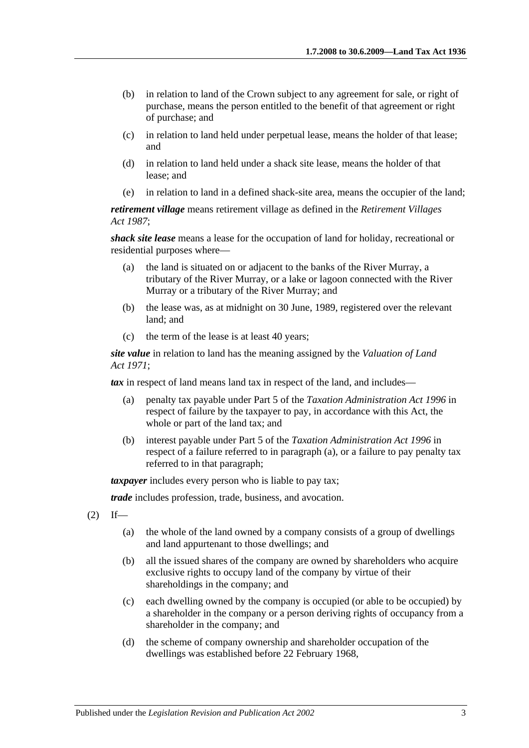(b) in relation to land of the Crown subject to any agreement for sale, or right of purchase, means the person entitled to the benefit of that agreement or right of purchase; and

(c) in relation to land held under perpetual lease, means the holder of that lease; and

(d) in relation to land held under a shack site lease, means the holder of that lease; and

(e) in relation to land in a defined shack-site area, means the occupier of the land;

***retirement village*** means retirement village as defined in the *Retirement Villages Act 1987*;

***shack site lease*** means a lease for the occupation of land for holiday, recreational or residential purposes where—

(a) the land is situated on or adjacent to the banks of the River Murray, a tributary of the River Murray, or a lake or lagoon connected with the River Murray or a tributary of the River Murray; and

(b) the lease was, as at midnight on 30 June, 1989, registered over the relevant land; and

(c) the term of the lease is at least 40 years;

***site value*** in relation to land has the meaning assigned by the *Valuation of Land Act 1971*;

***tax*** in respect of land means land tax in respect of the land, and includes—

(a) penalty tax payable under Part 5 of the *Taxation Administration Act 1996* in respect of failure by the taxpayer to pay, in accordance with this Act, the whole or part of the land tax; and

(b) interest payable under Part 5 of the *Taxation Administration Act 1996* in respect of a failure referred to in paragraph (a), or a failure to pay penalty tax referred to in that paragraph;

***taxpayer*** includes every person who is liable to pay tax;

***trade*** includes profession, trade, business, and avocation.

(2) If—

(a) the whole of the land owned by a company consists of a group of dwellings and land appurtenant to those dwellings; and

(b) all the issued shares of the company are owned by shareholders who acquire exclusive rights to occupy land of the company by virtue of their shareholdings in the company; and

(c) each dwelling owned by the company is occupied (or able to be occupied) by a shareholder in the company or a person deriving rights of occupancy from a shareholder in the company; and

(d) the scheme of company ownership and shareholder occupation of the dwellings was established before 22 February 1968,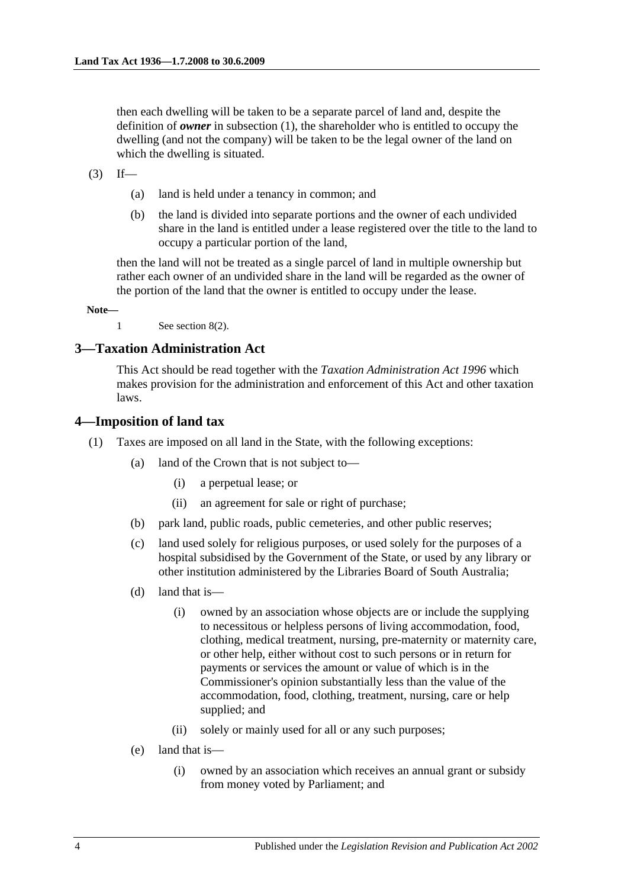then each dwelling will be taken to be a separate parcel of land and, despite the definition of ***owner*** in subsection (1), the shareholder who is entitled to occupy the dwelling (and not the company) will be taken to be the legal owner of the land on which the dwelling is situated.

(3) If—

(a) land is held under a tenancy in common; and

(b) the land is divided into separate portions and the owner of each undivided share in the land is entitled under a lease registered over the title to the land to occupy a particular portion of the land,

then the land will not be treated as a single parcel of land in multiple ownership but rather each owner of an undivided share in the land will be regarded as the owner of the portion of the land that the owner is entitled to occupy under the lease.

**Note—**

1 See section 8(2).

## 3—Taxation Administration Act

This Act should be read together with the *Taxation Administration Act 1996* which makes provision for the administration and enforcement of this Act and other taxation laws.

## 4—Imposition of land tax

(1) Taxes are imposed on all land in the State, with the following exceptions:

(a) land of the Crown that is not subject to—

(i) a perpetual lease; or

(ii) an agreement for sale or right of purchase;

(b) park land, public roads, public cemeteries, and other public reserves;

(c) land used solely for religious purposes, or used solely for the purposes of a hospital subsidised by the Government of the State, or used by any library or other institution administered by the Libraries Board of South Australia;

(d) land that is—

(i) owned by an association whose objects are or include the supplying to necessitous or helpless persons of living accommodation, food, clothing, medical treatment, nursing, pre-maternity or maternity care, or other help, either without cost to such persons or in return for payments or services the amount or value of which is in the Commissioner's opinion substantially less than the value of the accommodation, food, clothing, treatment, nursing, care or help supplied; and

(ii) solely or mainly used for all or any such purposes;

(e) land that is—

(i) owned by an association which receives an annual grant or subsidy from money voted by Parliament; and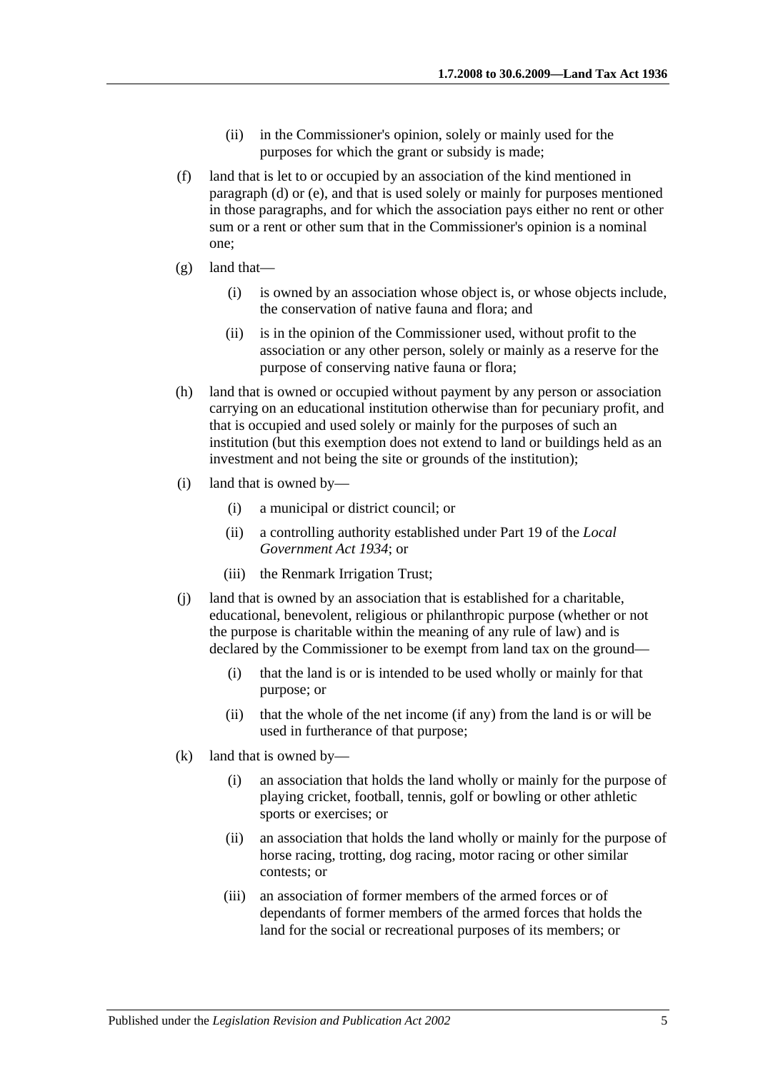(ii) in the Commissioner's opinion, solely or mainly used for the purposes for which the grant or subsidy is made;

(f) land that is let to or occupied by an association of the kind mentioned in paragraph (d) or (e), and that is used solely or mainly for purposes mentioned in those paragraphs, and for which the association pays either no rent or other sum or a rent or other sum that in the Commissioner's opinion is a nominal one;

(g) land that—

(i) is owned by an association whose object is, or whose objects include, the conservation of native fauna and flora; and

(ii) is in the opinion of the Commissioner used, without profit to the association or any other person, solely or mainly as a reserve for the purpose of conserving native fauna or flora;

(h) land that is owned or occupied without payment by any person or association carrying on an educational institution otherwise than for pecuniary profit, and that is occupied and used solely or mainly for the purposes of such an institution (but this exemption does not extend to land or buildings held as an investment and not being the site or grounds of the institution);

(i) land that is owned by—

(i) a municipal or district council; or

(ii) a controlling authority established under Part 19 of the *Local Government Act 1934*; or

(iii) the Renmark Irrigation Trust;

(j) land that is owned by an association that is established for a charitable, educational, benevolent, religious or philanthropic purpose (whether or not the purpose is charitable within the meaning of any rule of law) and is declared by the Commissioner to be exempt from land tax on the ground—

(i) that the land is or is intended to be used wholly or mainly for that purpose; or

(ii) that the whole of the net income (if any) from the land is or will be used in furtherance of that purpose;

(k) land that is owned by—

(i) an association that holds the land wholly or mainly for the purpose of playing cricket, football, tennis, golf or bowling or other athletic sports or exercises; or

(ii) an association that holds the land wholly or mainly for the purpose of horse racing, trotting, dog racing, motor racing or other similar contests; or

(iii) an association of former members of the armed forces or of dependants of former members of the armed forces that holds the land for the social or recreational purposes of its members; or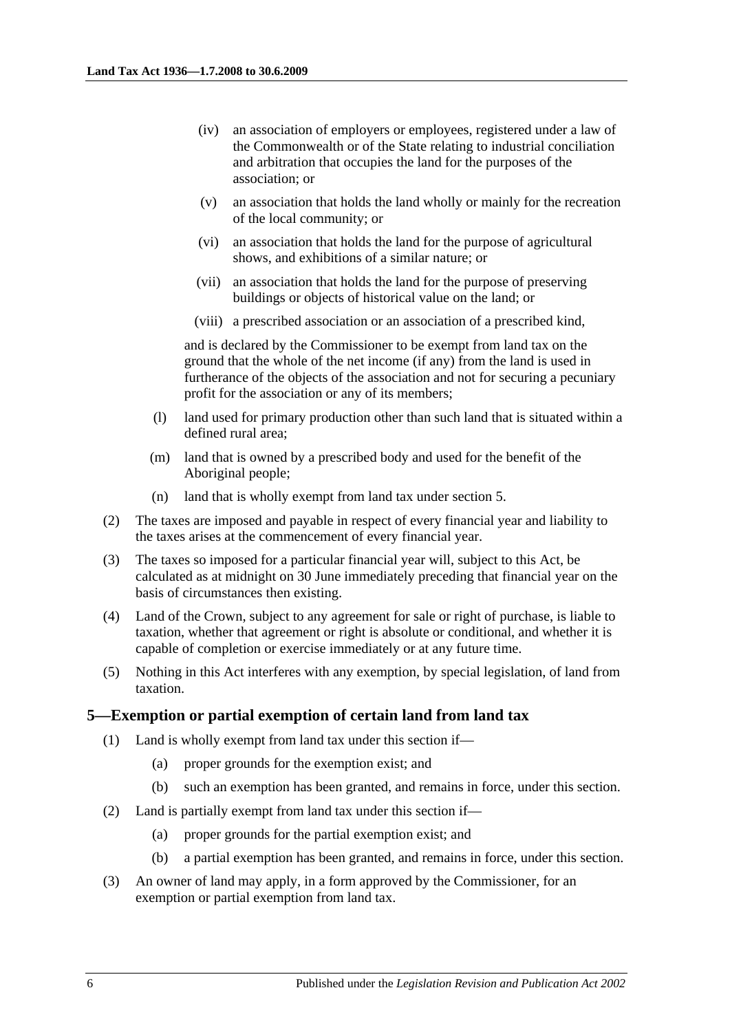(iv) an association of employers or employees, registered under a law of the Commonwealth or of the State relating to industrial conciliation and arbitration that occupies the land for the purposes of the association; or

(v) an association that holds the land wholly or mainly for the recreation of the local community; or

(vi) an association that holds the land for the purpose of agricultural shows, and exhibitions of a similar nature; or

(vii) an association that holds the land for the purpose of preserving buildings or objects of historical value on the land; or

(viii) a prescribed association or an association of a prescribed kind,

and is declared by the Commissioner to be exempt from land tax on the ground that the whole of the net income (if any) from the land is used in furtherance of the objects of the association and not for securing a pecuniary profit for the association or any of its members;

(l) land used for primary production other than such land that is situated within a defined rural area;

(m) land that is owned by a prescribed body and used for the benefit of the Aboriginal people;

(n) land that is wholly exempt from land tax under section 5.

(2) The taxes are imposed and payable in respect of every financial year and liability to the taxes arises at the commencement of every financial year.

(3) The taxes so imposed for a particular financial year will, subject to this Act, be calculated as at midnight on 30 June immediately preceding that financial year on the basis of circumstances then existing.

(4) Land of the Crown, subject to any agreement for sale or right of purchase, is liable to taxation, whether that agreement or right is absolute or conditional, and whether it is capable of completion or exercise immediately or at any future time.

(5) Nothing in this Act interferes with any exemption, by special legislation, of land from taxation.

## 5—Exemption or partial exemption of certain land from land tax

(1) Land is wholly exempt from land tax under this section if—

(a) proper grounds for the exemption exist; and

(b) such an exemption has been granted, and remains in force, under this section.

(2) Land is partially exempt from land tax under this section if—

(a) proper grounds for the partial exemption exist; and

(b) a partial exemption has been granted, and remains in force, under this section.

(3) An owner of land may apply, in a form approved by the Commissioner, for an exemption or partial exemption from land tax.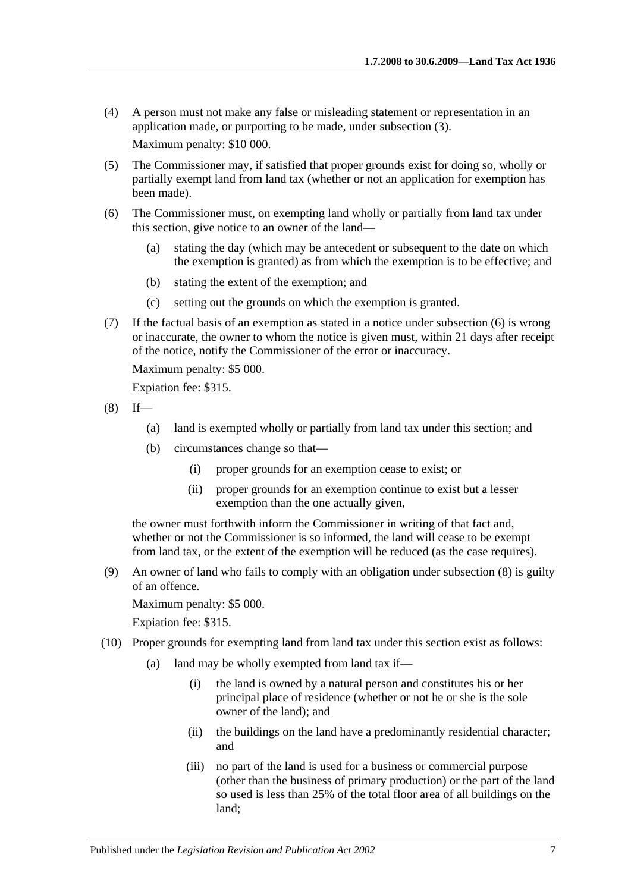(4) A person must not make any false or misleading statement or representation in an application made, or purporting to be made, under subsection (3).

Maximum penalty: $10 000.

(5) The Commissioner may, if satisfied that proper grounds exist for doing so, wholly or partially exempt land from land tax (whether or not an application for exemption has been made).

(6) The Commissioner must, on exempting land wholly or partially from land tax under this section, give notice to an owner of the land—

   (a) stating the day (which may be antecedent or subsequent to the date on which the exemption is granted) as from which the exemption is to be effective; and

   (b) stating the extent of the exemption; and

   (c) setting out the grounds on which the exemption is granted.

(7) If the factual basis of an exemption as stated in a notice under subsection (6) is wrong or inaccurate, the owner to whom the notice is given must, within 21 days after receipt of the notice, notify the Commissioner of the error or inaccuracy.

Maximum penalty: $5 000.

Expiation fee: $315.

(8) If—

   (a) land is exempted wholly or partially from land tax under this section; and

   (b) circumstances change so that—

      (i) proper grounds for an exemption cease to exist; or

      (ii) proper grounds for an exemption continue to exist but a lesser exemption than the one actually given,

the owner must forthwith inform the Commissioner in writing of that fact and, whether or not the Commissioner is so informed, the land will cease to be exempt from land tax, or the extent of the exemption will be reduced (as the case requires).

(9) An owner of land who fails to comply with an obligation under subsection (8) is guilty of an offence.

Maximum penalty: $5 000.

Expiation fee: $315.

(10) Proper grounds for exempting land from land tax under this section exist as follows:

   (a) land may be wholly exempted from land tax if—

      (i) the land is owned by a natural person and constitutes his or her principal place of residence (whether or not he or she is the sole owner of the land); and

      (ii) the buildings on the land have a predominantly residential character; and

      (iii) no part of the land is used for a business or commercial purpose (other than the business of primary production) or the part of the land so used is less than 25% of the total floor area of all buildings on the land;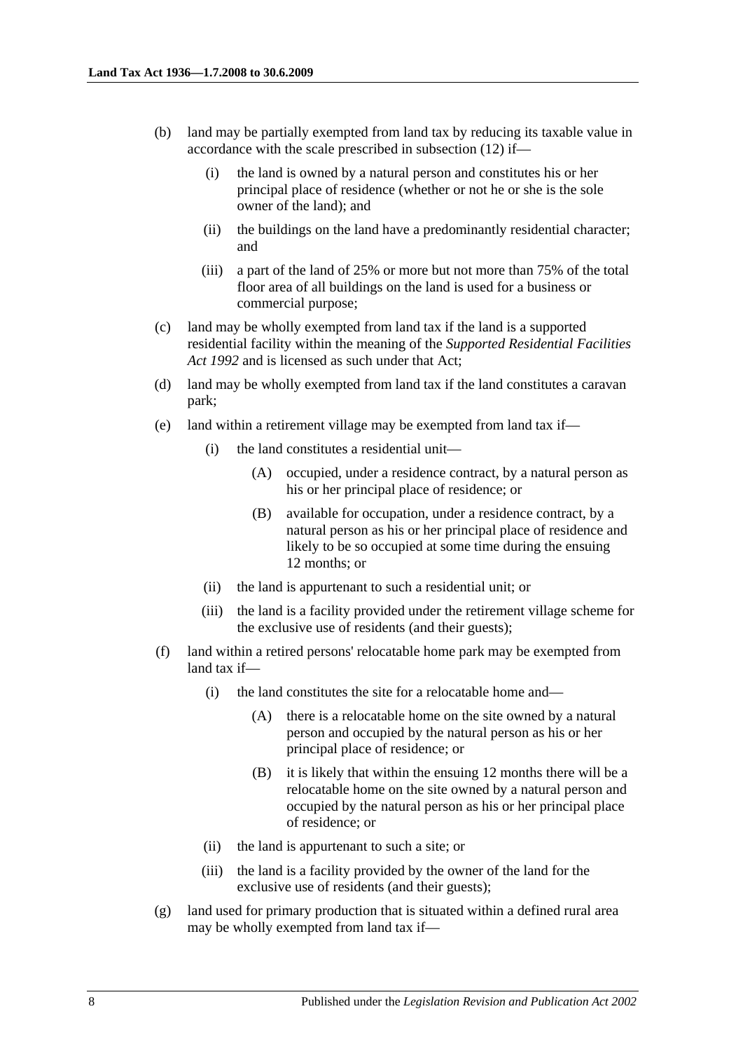(b) land may be partially exempted from land tax by reducing its taxable value in accordance with the scale prescribed in subsection (12) if—

   (i) the land is owned by a natural person and constitutes his or her principal place of residence (whether or not he or she is the sole owner of the land); and

   (ii) the buildings on the land have a predominantly residential character; and

   (iii) a part of the land of 25% or more but not more than 75% of the total floor area of all buildings on the land is used for a business or commercial purpose;

(c) land may be wholly exempted from land tax if the land is a supported residential facility within the meaning of the *Supported Residential Facilities Act 1992* and is licensed as such under that Act;

(d) land may be wholly exempted from land tax if the land constitutes a caravan park;

(e) land within a retirement village may be exempted from land tax if—

   (i) the land constitutes a residential unit—

      (A) occupied, under a residence contract, by a natural person as his or her principal place of residence; or

      (B) available for occupation, under a residence contract, by a natural person as his or her principal place of residence and likely to be so occupied at some time during the ensuing 12 months; or

   (ii) the land is appurtenant to such a residential unit; or

   (iii) the land is a facility provided under the retirement village scheme for the exclusive use of residents (and their guests);

(f) land within a retired persons' relocatable home park may be exempted from land tax if—

   (i) the land constitutes the site for a relocatable home and—

      (A) there is a relocatable home on the site owned by a natural person and occupied by the natural person as his or her principal place of residence; or

      (B) it is likely that within the ensuing 12 months there will be a relocatable home on the site owned by a natural person and occupied by the natural person as his or her principal place of residence; or

   (ii) the land is appurtenant to such a site; or

   (iii) the land is a facility provided by the owner of the land for the exclusive use of residents (and their guests);

(g) land used for primary production that is situated within a defined rural area may be wholly exempted from land tax if—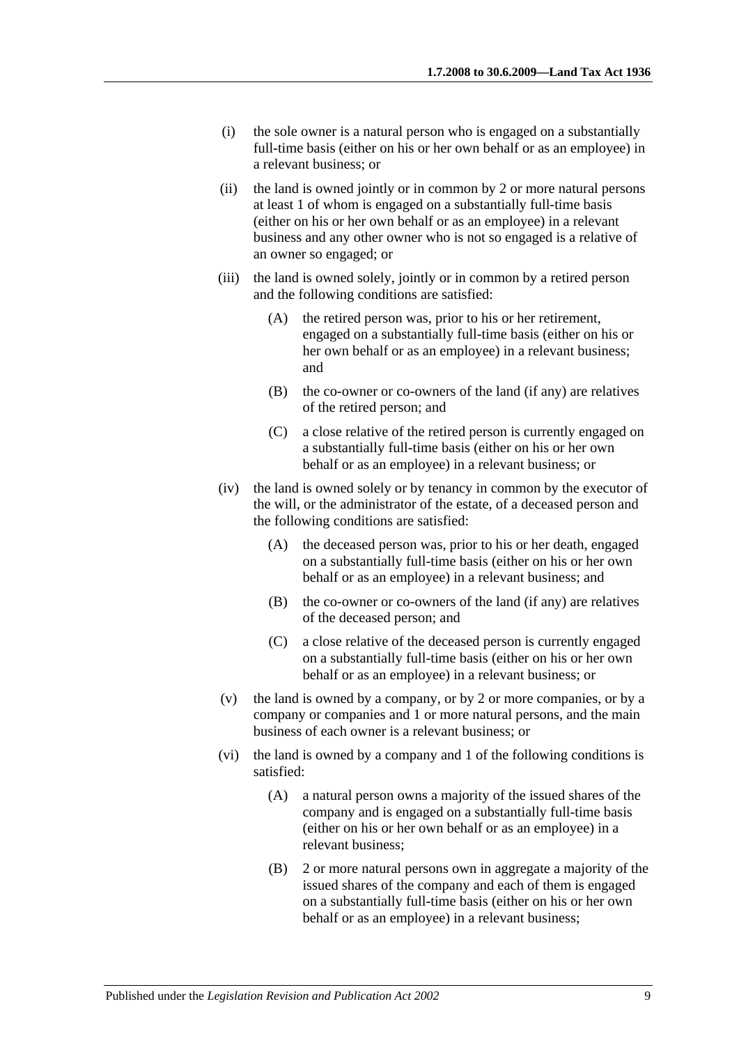(i) the sole owner is a natural person who is engaged on a substantially full-time basis (either on his or her own behalf or as an employee) in a relevant business; or

(ii) the land is owned jointly or in common by 2 or more natural persons at least 1 of whom is engaged on a substantially full-time basis (either on his or her own behalf or as an employee) in a relevant business and any other owner who is not so engaged is a relative of an owner so engaged; or

(iii) the land is owned solely, jointly or in common by a retired person and the following conditions are satisfied:

  (A) the retired person was, prior to his or her retirement, engaged on a substantially full-time basis (either on his or her own behalf or as an employee) in a relevant business; and

  (B) the co-owner or co-owners of the land (if any) are relatives of the retired person; and

  (C) a close relative of the retired person is currently engaged on a substantially full-time basis (either on his or her own behalf or as an employee) in a relevant business; or

(iv) the land is owned solely or by tenancy in common by the executor of the will, or the administrator of the estate, of a deceased person and the following conditions are satisfied:

  (A) the deceased person was, prior to his or her death, engaged on a substantially full-time basis (either on his or her own behalf or as an employee) in a relevant business; and

  (B) the co-owner or co-owners of the land (if any) are relatives of the deceased person; and

  (C) a close relative of the deceased person is currently engaged on a substantially full-time basis (either on his or her own behalf or as an employee) in a relevant business; or

(v) the land is owned by a company, or by 2 or more companies, or by a company or companies and 1 or more natural persons, and the main business of each owner is a relevant business; or

(vi) the land is owned by a company and 1 of the following conditions is satisfied:

  (A) a natural person owns a majority of the issued shares of the company and is engaged on a substantially full-time basis (either on his or her own behalf or as an employee) in a relevant business;

  (B) 2 or more natural persons own in aggregate a majority of the issued shares of the company and each of them is engaged on a substantially full-time basis (either on his or her own behalf or as an employee) in a relevant business;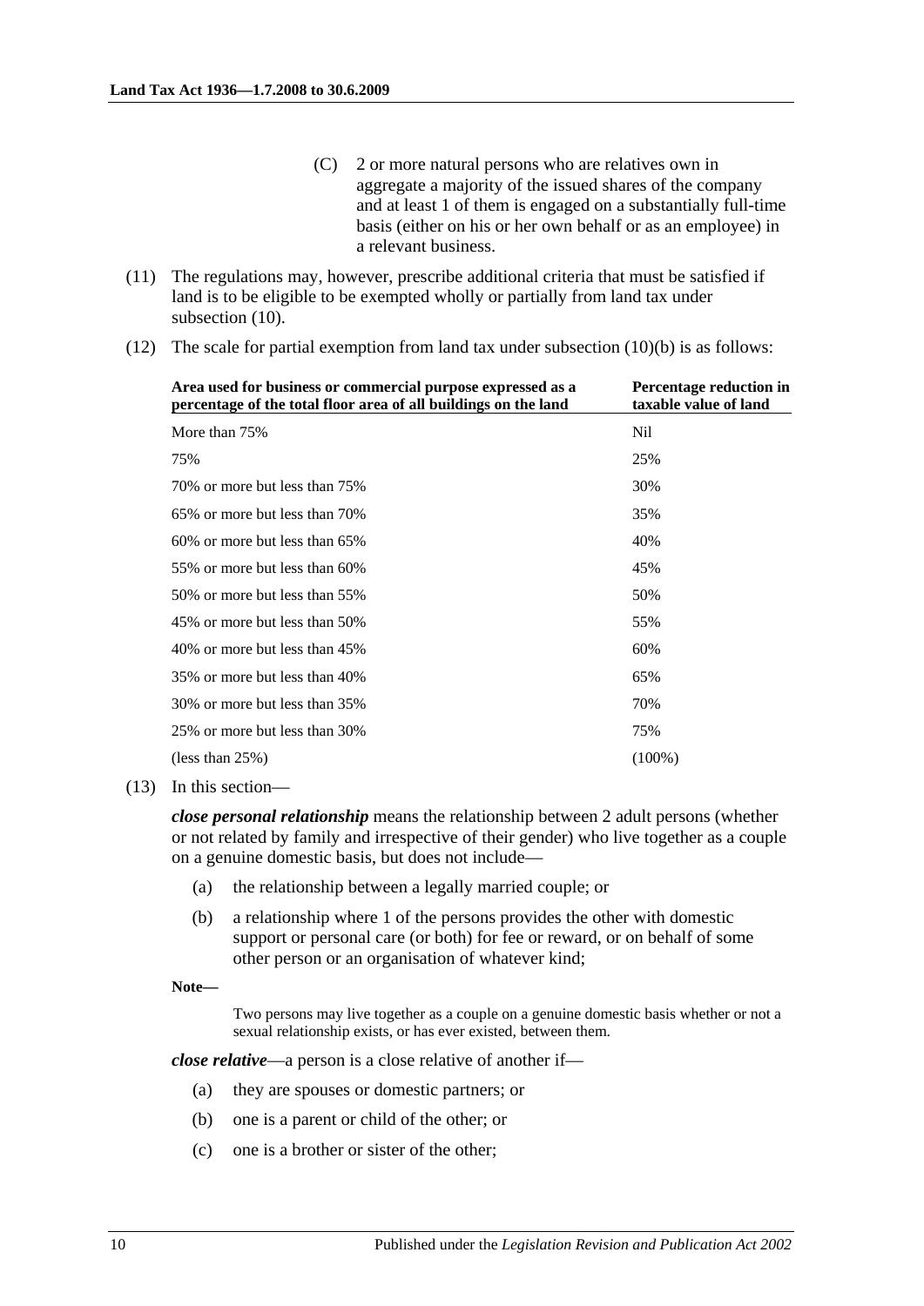(C) 2 or more natural persons who are relatives own in aggregate a majority of the issued shares of the company and at least 1 of them is engaged on a substantially full-time basis (either on his or her own behalf or as an employee) in a relevant business.

(11) The regulations may, however, prescribe additional criteria that must be satisfied if land is to be eligible to be exempted wholly or partially from land tax under subsection (10).

(12) The scale for partial exemption from land tax under subsection (10)(b) is as follows:

| Area used for business or commercial purpose expressed as a percentage of the total floor area of all buildings on the land | Percentage reduction in taxable value of land |
|---|---|
| More than 75% | Nil |
| 75% | 25% |
| 70% or more but less than 75% | 30% |
| 65% or more but less than 70% | 35% |
| 60% or more but less than 65% | 40% |
| 55% or more but less than 60% | 45% |
| 50% or more but less than 55% | 50% |
| 45% or more but less than 50% | 55% |
| 40% or more but less than 45% | 60% |
| 35% or more but less than 40% | 65% |
| 30% or more but less than 35% | 70% |
| 25% or more but less than 30% | 75% |
| (less than 25%) | (100%) |

(13) In this section—

***close personal relationship*** means the relationship between 2 adult persons (whether or not related by family and irrespective of their gender) who live together as a couple on a genuine domestic basis, but does not include—

(a) the relationship between a legally married couple; or

(b) a relationship where 1 of the persons provides the other with domestic support or personal care (or both) for fee or reward, or on behalf of some other person or an organisation of whatever kind;

**Note—**

Two persons may live together as a couple on a genuine domestic basis whether or not a sexual relationship exists, or has ever existed, between them.

***close relative***—a person is a close relative of another if—

(a) they are spouses or domestic partners; or

(b) one is a parent or child of the other; or

(c) one is a brother or sister of the other;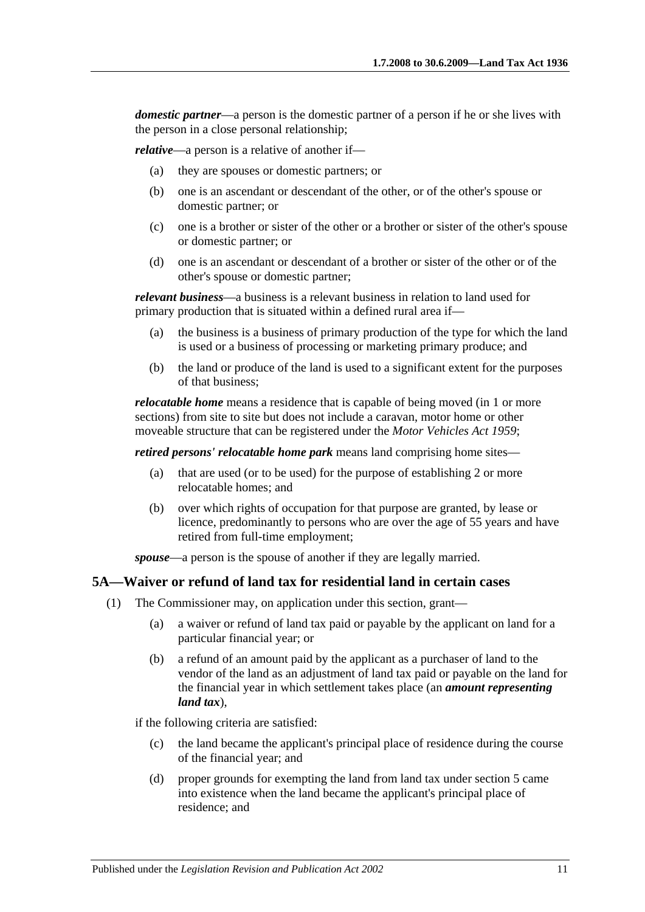***domestic partner***—a person is the domestic partner of a person if he or she lives with the person in a close personal relationship;

***relative***—a person is a relative of another if—

(a) they are spouses or domestic partners; or

(b) one is an ascendant or descendant of the other, or of the other's spouse or domestic partner; or

(c) one is a brother or sister of the other or a brother or sister of the other's spouse or domestic partner; or

(d) one is an ascendant or descendant of a brother or sister of the other or of the other's spouse or domestic partner;

***relevant business***—a business is a relevant business in relation to land used for primary production that is situated within a defined rural area if—

(a) the business is a business of primary production of the type for which the land is used or a business of processing or marketing primary produce; and

(b) the land or produce of the land is used to a significant extent for the purposes of that business;

***relocatable home*** means a residence that is capable of being moved (in 1 or more sections) from site to site but does not include a caravan, motor home or other moveable structure that can be registered under the *Motor Vehicles Act 1959*;

***retired persons' relocatable home park*** means land comprising home sites—

(a) that are used (or to be used) for the purpose of establishing 2 or more relocatable homes; and

(b) over which rights of occupation for that purpose are granted, by lease or licence, predominantly to persons who are over the age of 55 years and have retired from full-time employment;

***spouse***—a person is the spouse of another if they are legally married.

## 5A—Waiver or refund of land tax for residential land in certain cases

(1) The Commissioner may, on application under this section, grant—

(a) a waiver or refund of land tax paid or payable by the applicant on land for a particular financial year; or

(b) a refund of an amount paid by the applicant as a purchaser of land to the vendor of the land as an adjustment of land tax paid or payable on the land for the financial year in which settlement takes place (an ***amount representing land tax***),

if the following criteria are satisfied:

(c) the land became the applicant's principal place of residence during the course of the financial year; and

(d) proper grounds for exempting the land from land tax under section 5 came into existence when the land became the applicant's principal place of residence; and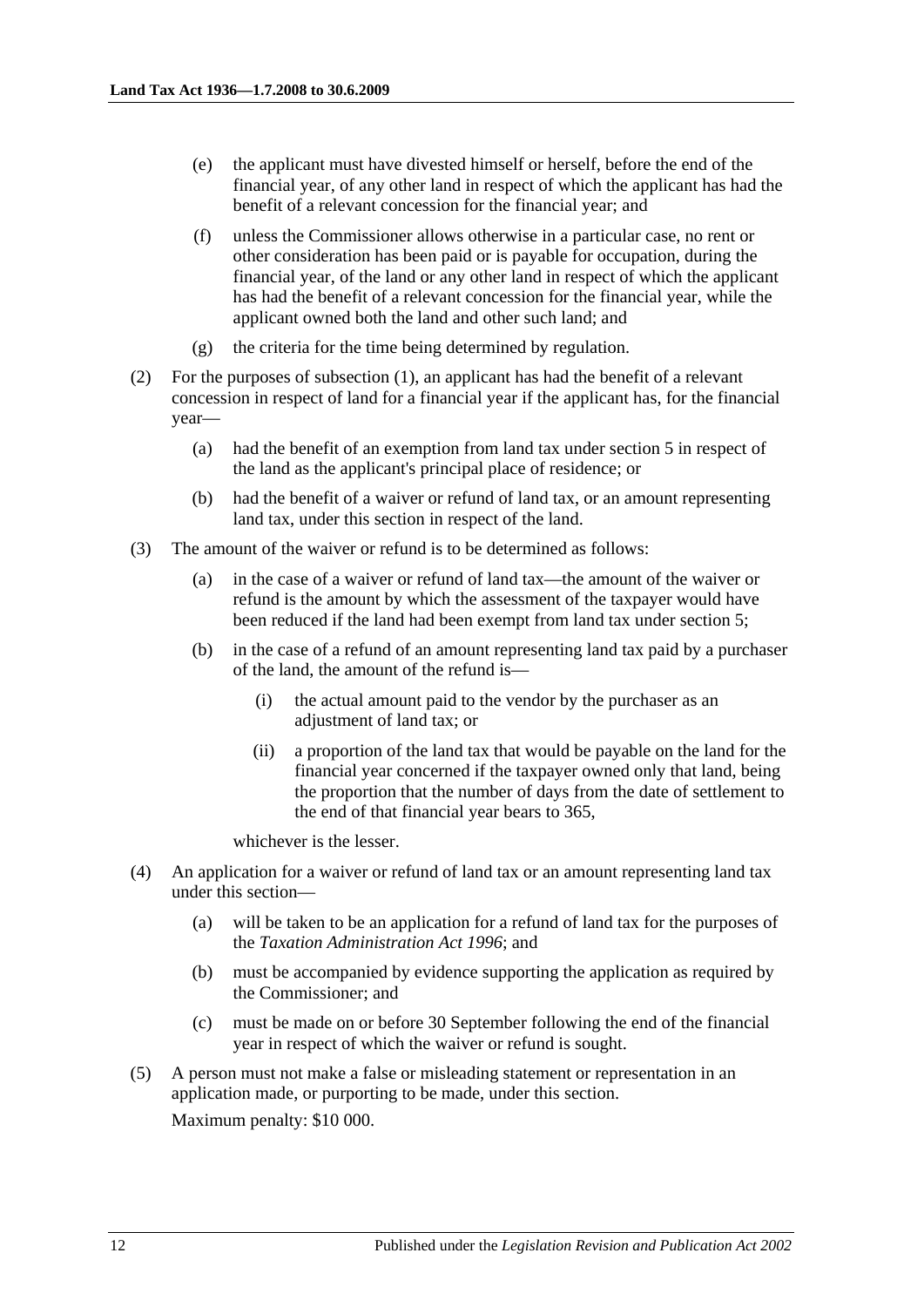(e) the applicant must have divested himself or herself, before the end of the financial year, of any other land in respect of which the applicant has had the benefit of a relevant concession for the financial year; and

(f) unless the Commissioner allows otherwise in a particular case, no rent or other consideration has been paid or is payable for occupation, during the financial year, of the land or any other land in respect of which the applicant has had the benefit of a relevant concession for the financial year, while the applicant owned both the land and other such land; and

(g) the criteria for the time being determined by regulation.

(2) For the purposes of subsection (1), an applicant has had the benefit of a relevant concession in respect of land for a financial year if the applicant has, for the financial year—

(a) had the benefit of an exemption from land tax under section 5 in respect of the land as the applicant's principal place of residence; or

(b) had the benefit of a waiver or refund of land tax, or an amount representing land tax, under this section in respect of the land.

(3) The amount of the waiver or refund is to be determined as follows:

(a) in the case of a waiver or refund of land tax—the amount of the waiver or refund is the amount by which the assessment of the taxpayer would have been reduced if the land had been exempt from land tax under section 5;

(b) in the case of a refund of an amount representing land tax paid by a purchaser of the land, the amount of the refund is—

(i) the actual amount paid to the vendor by the purchaser as an adjustment of land tax; or

(ii) a proportion of the land tax that would be payable on the land for the financial year concerned if the taxpayer owned only that land, being the proportion that the number of days from the date of settlement to the end of that financial year bears to 365,

whichever is the lesser.

(4) An application for a waiver or refund of land tax or an amount representing land tax under this section—

(a) will be taken to be an application for a refund of land tax for the purposes of the *Taxation Administration Act 1996*; and

(b) must be accompanied by evidence supporting the application as required by the Commissioner; and

(c) must be made on or before 30 September following the end of the financial year in respect of which the waiver or refund is sought.

(5) A person must not make a false or misleading statement or representation in an application made, or purporting to be made, under this section.

Maximum penalty: $10 000.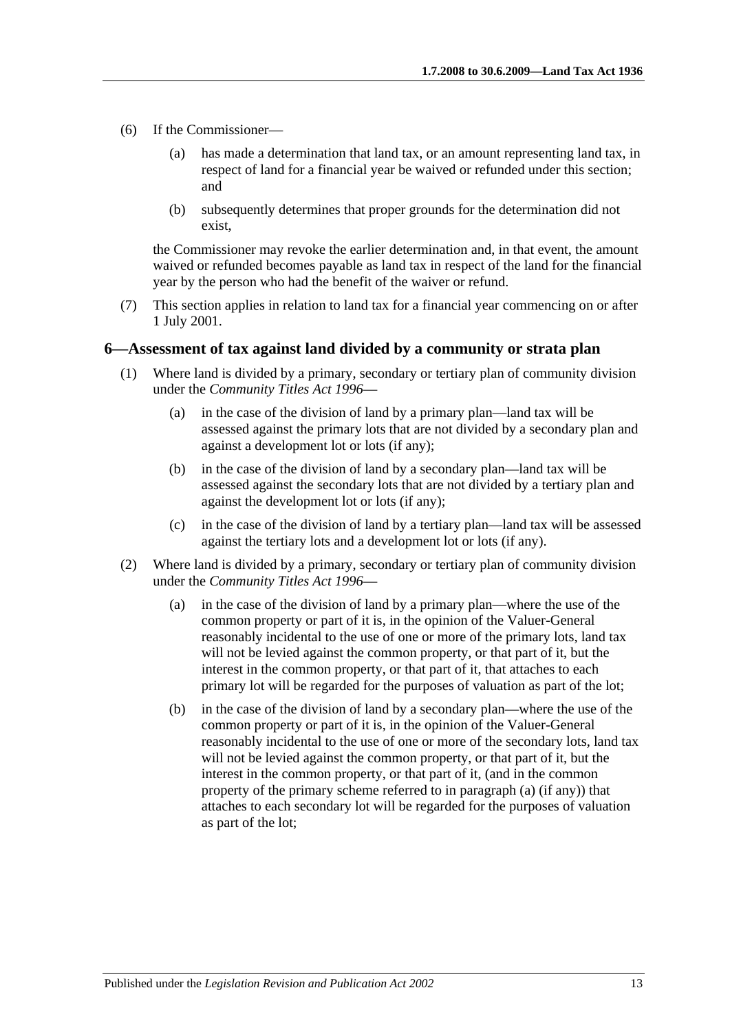(6) If the Commissioner—

(a) has made a determination that land tax, or an amount representing land tax, in respect of land for a financial year be waived or refunded under this section; and

(b) subsequently determines that proper grounds for the determination did not exist,

the Commissioner may revoke the earlier determination and, in that event, the amount waived or refunded becomes payable as land tax in respect of the land for the financial year by the person who had the benefit of the waiver or refund.

(7) This section applies in relation to land tax for a financial year commencing on or after 1 July 2001.

## 6—Assessment of tax against land divided by a community or strata plan

(1) Where land is divided by a primary, secondary or tertiary plan of community division under the *Community Titles Act 1996*—

(a) in the case of the division of land by a primary plan—land tax will be assessed against the primary lots that are not divided by a secondary plan and against a development lot or lots (if any);

(b) in the case of the division of land by a secondary plan—land tax will be assessed against the secondary lots that are not divided by a tertiary plan and against the development lot or lots (if any);

(c) in the case of the division of land by a tertiary plan—land tax will be assessed against the tertiary lots and a development lot or lots (if any).

(2) Where land is divided by a primary, secondary or tertiary plan of community division under the *Community Titles Act 1996*—

(a) in the case of the division of land by a primary plan—where the use of the common property or part of it is, in the opinion of the Valuer-General reasonably incidental to the use of one or more of the primary lots, land tax will not be levied against the common property, or that part of it, but the interest in the common property, or that part of it, that attaches to each primary lot will be regarded for the purposes of valuation as part of the lot;

(b) in the case of the division of land by a secondary plan—where the use of the common property or part of it is, in the opinion of the Valuer-General reasonably incidental to the use of one or more of the secondary lots, land tax will not be levied against the common property, or that part of it, but the interest in the common property, or that part of it, (and in the common property of the primary scheme referred to in paragraph (a) (if any)) that attaches to each secondary lot will be regarded for the purposes of valuation as part of the lot;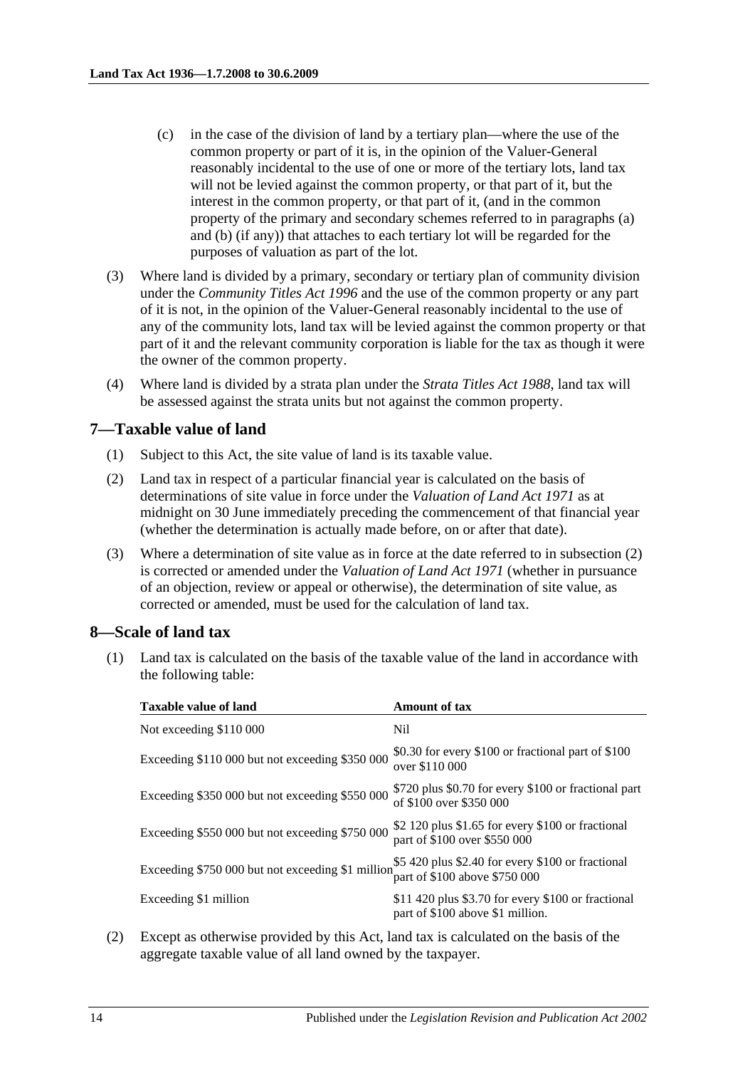(c) in the case of the division of land by a tertiary plan—where the use of the common property or part of it is, in the opinion of the Valuer-General reasonably incidental to the use of one or more of the tertiary lots, land tax will not be levied against the common property, or that part of it, but the interest in the common property, or that part of it, (and in the common property of the primary and secondary schemes referred to in paragraphs (a) and (b) (if any)) that attaches to each tertiary lot will be regarded for the purposes of valuation as part of the lot.

(3) Where land is divided by a primary, secondary or tertiary plan of community division under the *Community Titles Act 1996* and the use of the common property or any part of it is not, in the opinion of the Valuer-General reasonably incidental to the use of any of the community lots, land tax will be levied against the common property or that part of it and the relevant community corporation is liable for the tax as though it were the owner of the common property.

(4) Where land is divided by a strata plan under the *Strata Titles Act 1988*, land tax will be assessed against the strata units but not against the common property.

## 7—Taxable value of land

(1) Subject to this Act, the site value of land is its taxable value.

(2) Land tax in respect of a particular financial year is calculated on the basis of determinations of site value in force under the *Valuation of Land Act 1971* as at midnight on 30 June immediately preceding the commencement of that financial year (whether the determination is actually made before, on or after that date).

(3) Where a determination of site value as in force at the date referred to in subsection (2) is corrected or amended under the *Valuation of Land Act 1971* (whether in pursuance of an objection, review or appeal or otherwise), the determination of site value, as corrected or amended, must be used for the calculation of land tax.

## 8—Scale of land tax

(1) Land tax is calculated on the basis of the taxable value of the land in accordance with the following table:

| Taxable value of land | Amount of tax |
|---|---|
| Not exceeding $110 000 | Nil |
| Exceeding $110 000 but not exceeding $350 000 | $0.30 for every $100 or fractional part of $100 over $110 000 |
| Exceeding $350 000 but not exceeding $550 000 | $720 plus $0.70 for every $100 or fractional part of $100 over $350 000 |
| Exceeding $550 000 but not exceeding $750 000 | $2 120 plus $1.65 for every $100 or fractional part of $100 over $550 000 |
| Exceeding $750 000 but not exceeding $1 million | $5 420 plus $2.40 for every $100 or fractional part of $100 above $750 000 |
| Exceeding $1 million | $11 420 plus $3.70 for every $100 or fractional part of $100 above $1 million. |

(2) Except as otherwise provided by this Act, land tax is calculated on the basis of the aggregate taxable value of all land owned by the taxpayer.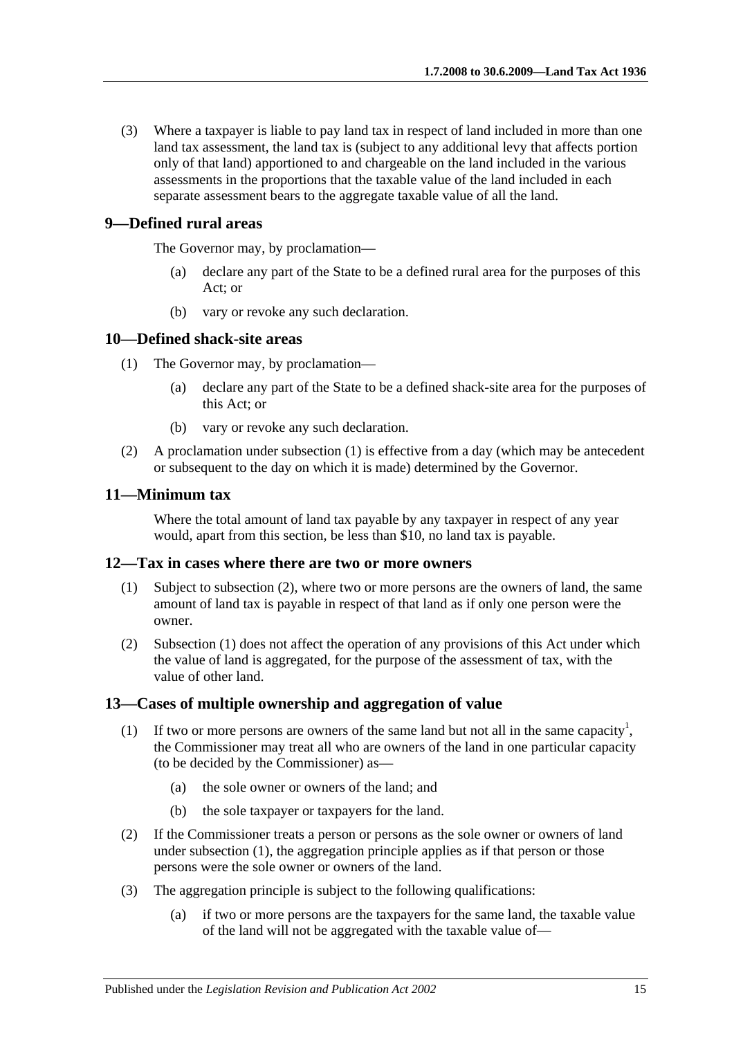(3) Where a taxpayer is liable to pay land tax in respect of land included in more than one land tax assessment, the land tax is (subject to any additional levy that affects portion only of that land) apportioned to and chargeable on the land included in the various assessments in the proportions that the taxable value of the land included in each separate assessment bears to the aggregate taxable value of all the land.

## 9—Defined rural areas

The Governor may, by proclamation—

(a) declare any part of the State to be a defined rural area for the purposes of this Act; or

(b) vary or revoke any such declaration.

## 10—Defined shack-site areas

(1) The Governor may, by proclamation—

(a) declare any part of the State to be a defined shack-site area for the purposes of this Act; or

(b) vary or revoke any such declaration.

(2) A proclamation under subsection (1) is effective from a day (which may be antecedent or subsequent to the day on which it is made) determined by the Governor.

## 11—Minimum tax

Where the total amount of land tax payable by any taxpayer in respect of any year would, apart from this section, be less than $10, no land tax is payable.

## 12—Tax in cases where there are two or more owners

(1) Subject to subsection (2), where two or more persons are the owners of land, the same amount of land tax is payable in respect of that land as if only one person were the owner.

(2) Subsection (1) does not affect the operation of any provisions of this Act under which the value of land is aggregated, for the purpose of the assessment of tax, with the value of other land.

## 13—Cases of multiple ownership and aggregation of value

(1) If two or more persons are owners of the same land but not all in the same capacity[1], the Commissioner may treat all who are owners of the land in one particular capacity (to be decided by the Commissioner) as—

(a) the sole owner or owners of the land; and

(b) the sole taxpayer or taxpayers for the land.

(2) If the Commissioner treats a person or persons as the sole owner or owners of land under subsection (1), the aggregation principle applies as if that person or those persons were the sole owner or owners of the land.

(3) The aggregation principle is subject to the following qualifications:

(a) if two or more persons are the taxpayers for the same land, the taxable value of the land will not be aggregated with the taxable value of—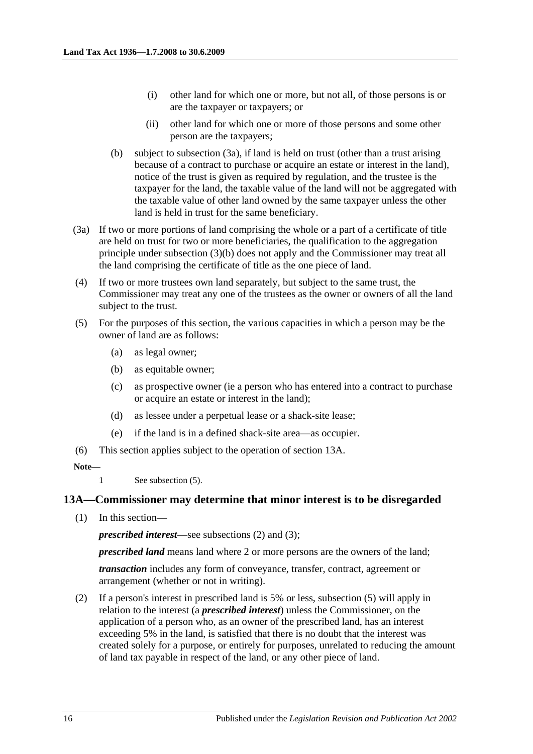(i) other land for which one or more, but not all, of those persons is or are the taxpayer or taxpayers; or

(ii) other land for which one or more of those persons and some other person are the taxpayers;

(b) subject to subsection (3a), if land is held on trust (other than a trust arising because of a contract to purchase or acquire an estate or interest in the land), notice of the trust is given as required by regulation, and the trustee is the taxpayer for the land, the taxable value of the land will not be aggregated with the taxable value of other land owned by the same taxpayer unless the other land is held in trust for the same beneficiary.

(3a) If two or more portions of land comprising the whole or a part of a certificate of title are held on trust for two or more beneficiaries, the qualification to the aggregation principle under subsection (3)(b) does not apply and the Commissioner may treat all the land comprising the certificate of title as the one piece of land.

(4) If two or more trustees own land separately, but subject to the same trust, the Commissioner may treat any one of the trustees as the owner or owners of all the land subject to the trust.

(5) For the purposes of this section, the various capacities in which a person may be the owner of land are as follows:

(a) as legal owner;

(b) as equitable owner;

(c) as prospective owner (ie a person who has entered into a contract to purchase or acquire an estate or interest in the land);

(d) as lessee under a perpetual lease or a shack-site lease;

(e) if the land is in a defined shack-site area—as occupier.

(6) This section applies subject to the operation of section 13A.

**Note—**

1 See subsection (5).

### 13A—Commissioner may determine that minor interest is to be disregarded

(1) In this section—

***prescribed interest***—see subsections (2) and (3);

***prescribed land*** means land where 2 or more persons are the owners of the land;

***transaction*** includes any form of conveyance, transfer, contract, agreement or arrangement (whether or not in writing).

(2) If a person's interest in prescribed land is 5% or less, subsection (5) will apply in relation to the interest (a ***prescribed interest***) unless the Commissioner, on the application of a person who, as an owner of the prescribed land, has an interest exceeding 5% in the land, is satisfied that there is no doubt that the interest was created solely for a purpose, or entirely for purposes, unrelated to reducing the amount of land tax payable in respect of the land, or any other piece of land.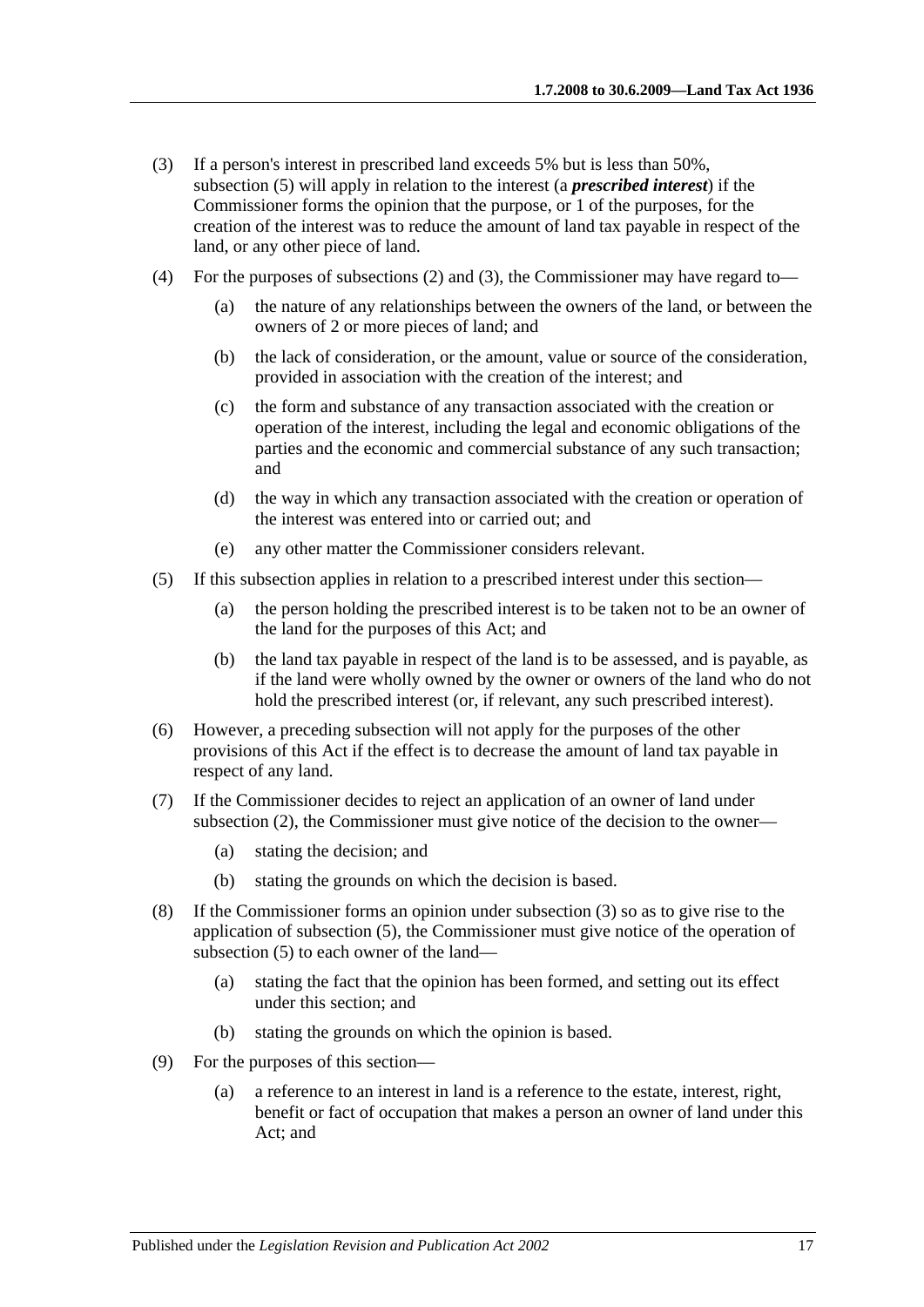(3) If a person's interest in prescribed land exceeds 5% but is less than 50%, subsection (5) will apply in relation to the interest (a ***prescribed interest***) if the Commissioner forms the opinion that the purpose, or 1 of the purposes, for the creation of the interest was to reduce the amount of land tax payable in respect of the land, or any other piece of land.

(4) For the purposes of subsections (2) and (3), the Commissioner may have regard to—

- (a) the nature of any relationships between the owners of the land, or between the owners of 2 or more pieces of land; and
- (b) the lack of consideration, or the amount, value or source of the consideration, provided in association with the creation of the interest; and
- (c) the form and substance of any transaction associated with the creation or operation of the interest, including the legal and economic obligations of the parties and the economic and commercial substance of any such transaction; and
- (d) the way in which any transaction associated with the creation or operation of the interest was entered into or carried out; and
- (e) any other matter the Commissioner considers relevant.

(5) If this subsection applies in relation to a prescribed interest under this section—

- (a) the person holding the prescribed interest is to be taken not to be an owner of the land for the purposes of this Act; and
- (b) the land tax payable in respect of the land is to be assessed, and is payable, as if the land were wholly owned by the owner or owners of the land who do not hold the prescribed interest (or, if relevant, any such prescribed interest).

(6) However, a preceding subsection will not apply for the purposes of the other provisions of this Act if the effect is to decrease the amount of land tax payable in respect of any land.

(7) If the Commissioner decides to reject an application of an owner of land under subsection (2), the Commissioner must give notice of the decision to the owner—

- (a) stating the decision; and
- (b) stating the grounds on which the decision is based.

(8) If the Commissioner forms an opinion under subsection (3) so as to give rise to the application of subsection (5), the Commissioner must give notice of the operation of subsection (5) to each owner of the land—

- (a) stating the fact that the opinion has been formed, and setting out its effect under this section; and
- (b) stating the grounds on which the opinion is based.

(9) For the purposes of this section—

- (a) a reference to an interest in land is a reference to the estate, interest, right, benefit or fact of occupation that makes a person an owner of land under this Act; and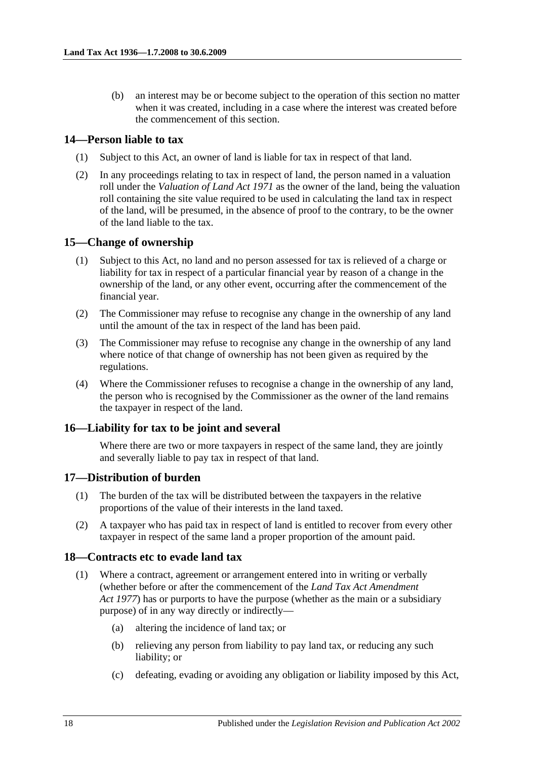(b) an interest may be or become subject to the operation of this section no matter when it was created, including in a case where the interest was created before the commencement of this section.

## 14—Person liable to tax

(1) Subject to this Act, an owner of land is liable for tax in respect of that land.

(2) In any proceedings relating to tax in respect of land, the person named in a valuation roll under the *Valuation of Land Act 1971* as the owner of the land, being the valuation roll containing the site value required to be used in calculating the land tax in respect of the land, will be presumed, in the absence of proof to the contrary, to be the owner of the land liable to the tax.

## 15—Change of ownership

(1) Subject to this Act, no land and no person assessed for tax is relieved of a charge or liability for tax in respect of a particular financial year by reason of a change in the ownership of the land, or any other event, occurring after the commencement of the financial year.

(2) The Commissioner may refuse to recognise any change in the ownership of any land until the amount of the tax in respect of the land has been paid.

(3) The Commissioner may refuse to recognise any change in the ownership of any land where notice of that change of ownership has not been given as required by the regulations.

(4) Where the Commissioner refuses to recognise a change in the ownership of any land, the person who is recognised by the Commissioner as the owner of the land remains the taxpayer in respect of the land.

## 16—Liability for tax to be joint and several

Where there are two or more taxpayers in respect of the same land, they are jointly and severally liable to pay tax in respect of that land.

## 17—Distribution of burden

(1) The burden of the tax will be distributed between the taxpayers in the relative proportions of the value of their interests in the land taxed.

(2) A taxpayer who has paid tax in respect of land is entitled to recover from every other taxpayer in respect of the same land a proper proportion of the amount paid.

## 18—Contracts etc to evade land tax

(1) Where a contract, agreement or arrangement entered into in writing or verbally (whether before or after the commencement of the *Land Tax Act Amendment Act 1977*) has or purports to have the purpose (whether as the main or a subsidiary purpose) of in any way directly or indirectly—

(a) altering the incidence of land tax; or

(b) relieving any person from liability to pay land tax, or reducing any such liability; or

(c) defeating, evading or avoiding any obligation or liability imposed by this Act,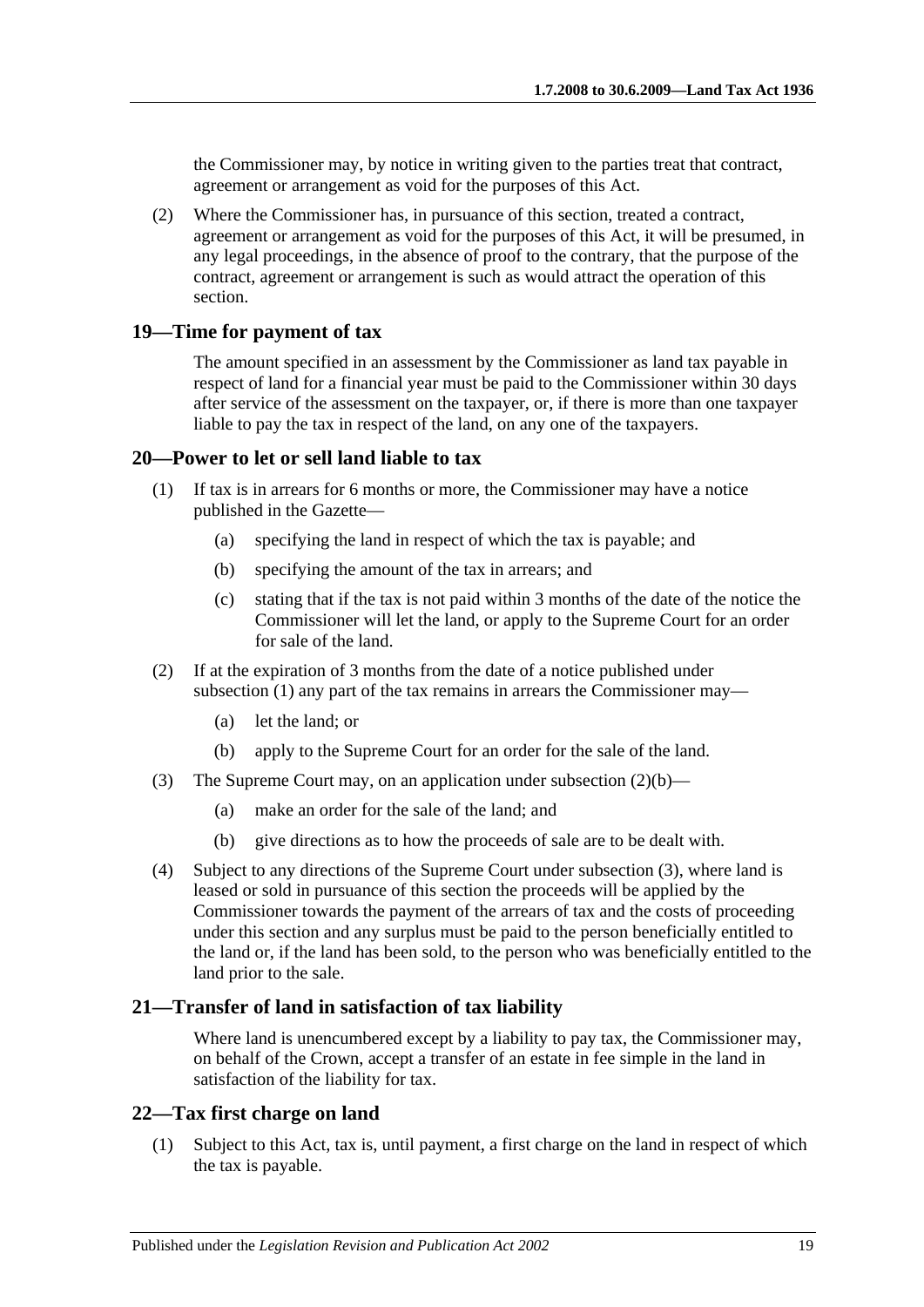the Commissioner may, by notice in writing given to the parties treat that contract, agreement or arrangement as void for the purposes of this Act.

(2) Where the Commissioner has, in pursuance of this section, treated a contract, agreement or arrangement as void for the purposes of this Act, it will be presumed, in any legal proceedings, in the absence of proof to the contrary, that the purpose of the contract, agreement or arrangement is such as would attract the operation of this section.

## 19—Time for payment of tax

The amount specified in an assessment by the Commissioner as land tax payable in respect of land for a financial year must be paid to the Commissioner within 30 days after service of the assessment on the taxpayer, or, if there is more than one taxpayer liable to pay the tax in respect of the land, on any one of the taxpayers.

## 20—Power to let or sell land liable to tax

(1) If tax is in arrears for 6 months or more, the Commissioner may have a notice published in the Gazette—

(a) specifying the land in respect of which the tax is payable; and

(b) specifying the amount of the tax in arrears; and

(c) stating that if the tax is not paid within 3 months of the date of the notice the Commissioner will let the land, or apply to the Supreme Court for an order for sale of the land.

(2) If at the expiration of 3 months from the date of a notice published under subsection (1) any part of the tax remains in arrears the Commissioner may—

(a) let the land; or

(b) apply to the Supreme Court for an order for the sale of the land.

(3) The Supreme Court may, on an application under subsection (2)(b)—

(a) make an order for the sale of the land; and

(b) give directions as to how the proceeds of sale are to be dealt with.

(4) Subject to any directions of the Supreme Court under subsection (3), where land is leased or sold in pursuance of this section the proceeds will be applied by the Commissioner towards the payment of the arrears of tax and the costs of proceeding under this section and any surplus must be paid to the person beneficially entitled to the land or, if the land has been sold, to the person who was beneficially entitled to the land prior to the sale.

## 21—Transfer of land in satisfaction of tax liability

Where land is unencumbered except by a liability to pay tax, the Commissioner may, on behalf of the Crown, accept a transfer of an estate in fee simple in the land in satisfaction of the liability for tax.

## 22—Tax first charge on land

(1) Subject to this Act, tax is, until payment, a first charge on the land in respect of which the tax is payable.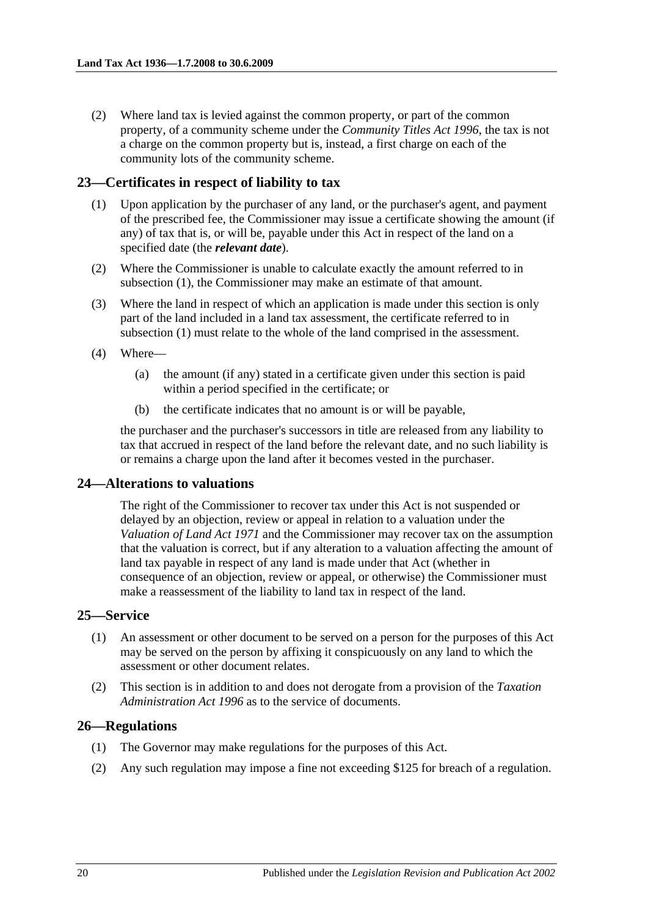(2) Where land tax is levied against the common property, or part of the common property, of a community scheme under the *Community Titles Act 1996*, the tax is not a charge on the common property but is, instead, a first charge on each of the community lots of the community scheme.

## 23—Certificates in respect of liability to tax

(1) Upon application by the purchaser of any land, or the purchaser's agent, and payment of the prescribed fee, the Commissioner may issue a certificate showing the amount (if any) of tax that is, or will be, payable under this Act in respect of the land on a specified date (the ***relevant date***).

(2) Where the Commissioner is unable to calculate exactly the amount referred to in subsection (1), the Commissioner may make an estimate of that amount.

(3) Where the land in respect of which an application is made under this section is only part of the land included in a land tax assessment, the certificate referred to in subsection (1) must relate to the whole of the land comprised in the assessment.

(4) Where—

(a) the amount (if any) stated in a certificate given under this section is paid within a period specified in the certificate; or

(b) the certificate indicates that no amount is or will be payable,

the purchaser and the purchaser's successors in title are released from any liability to tax that accrued in respect of the land before the relevant date, and no such liability is or remains a charge upon the land after it becomes vested in the purchaser.

## 24—Alterations to valuations

The right of the Commissioner to recover tax under this Act is not suspended or delayed by an objection, review or appeal in relation to a valuation under the *Valuation of Land Act 1971* and the Commissioner may recover tax on the assumption that the valuation is correct, but if any alteration to a valuation affecting the amount of land tax payable in respect of any land is made under that Act (whether in consequence of an objection, review or appeal, or otherwise) the Commissioner must make a reassessment of the liability to land tax in respect of the land.

## 25—Service

(1) An assessment or other document to be served on a person for the purposes of this Act may be served on the person by affixing it conspicuously on any land to which the assessment or other document relates.

(2) This section is in addition to and does not derogate from a provision of the *Taxation Administration Act 1996* as to the service of documents.

## 26—Regulations

(1) The Governor may make regulations for the purposes of this Act.

(2) Any such regulation may impose a fine not exceeding $125 for breach of a regulation.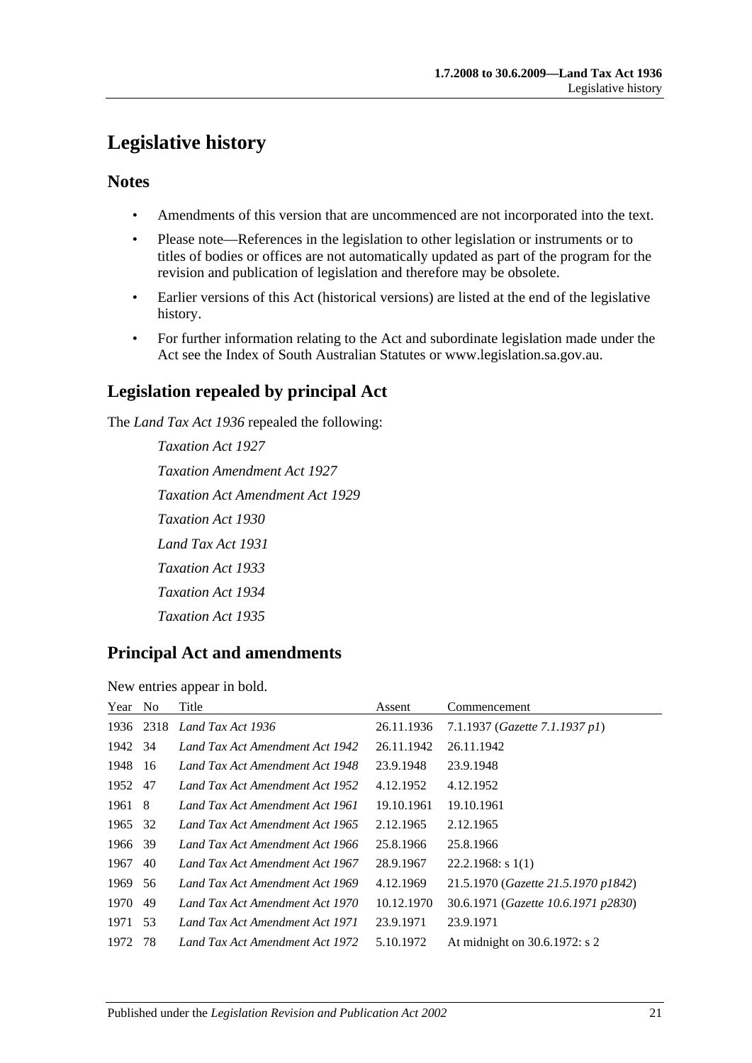# Legislative history

## Notes

- Amendments of this version that are uncommenced are not incorporated into the text.
- Please note—References in the legislation to other legislation or instruments or to titles of bodies or offices are not automatically updated as part of the program for the revision and publication of legislation and therefore may be obsolete.
- Earlier versions of this Act (historical versions) are listed at the end of the legislative history.
- For further information relating to the Act and subordinate legislation made under the Act see the Index of South Australian Statutes or www.legislation.sa.gov.au.

## Legislation repealed by principal Act

The *Land Tax Act 1936* repealed the following:

*Taxation Act 1927*

*Taxation Amendment Act 1927*

*Taxation Act Amendment Act 1929*

*Taxation Act 1930*

*Land Tax Act 1931*

*Taxation Act 1933*

*Taxation Act 1934*

*Taxation Act 1935*

## Principal Act and amendments

New entries appear in bold.

| Year | No | Title | Assent | Commencement |
|---|---|---|---|---|
| 1936 | 2318 | *Land Tax Act 1936* | 26.11.1936 | 7.1.1937 (*Gazette 7.1.1937 p1*) |
| 1942 | 34 | *Land Tax Act Amendment Act 1942* | 26.11.1942 | 26.11.1942 |
| 1948 | 16 | *Land Tax Act Amendment Act 1948* | 23.9.1948 | 23.9.1948 |
| 1952 | 47 | *Land Tax Act Amendment Act 1952* | 4.12.1952 | 4.12.1952 |
| 1961 | 8 | *Land Tax Act Amendment Act 1961* | 19.10.1961 | 19.10.1961 |
| 1965 | 32 | *Land Tax Act Amendment Act 1965* | 2.12.1965 | 2.12.1965 |
| 1966 | 39 | *Land Tax Act Amendment Act 1966* | 25.8.1966 | 25.8.1966 |
| 1967 | 40 | *Land Tax Act Amendment Act 1967* | 28.9.1967 | 22.2.1968: s 1(1) |
| 1969 | 56 | *Land Tax Act Amendment Act 1969* | 4.12.1969 | 21.5.1970 (*Gazette 21.5.1970 p1842*) |
| 1970 | 49 | *Land Tax Act Amendment Act 1970* | 10.12.1970 | 30.6.1971 (*Gazette 10.6.1971 p2830*) |
| 1971 | 53 | *Land Tax Act Amendment Act 1971* | 23.9.1971 | 23.9.1971 |
| 1972 | 78 | *Land Tax Act Amendment Act 1972* | 5.10.1972 | At midnight on 30.6.1972: s 2 |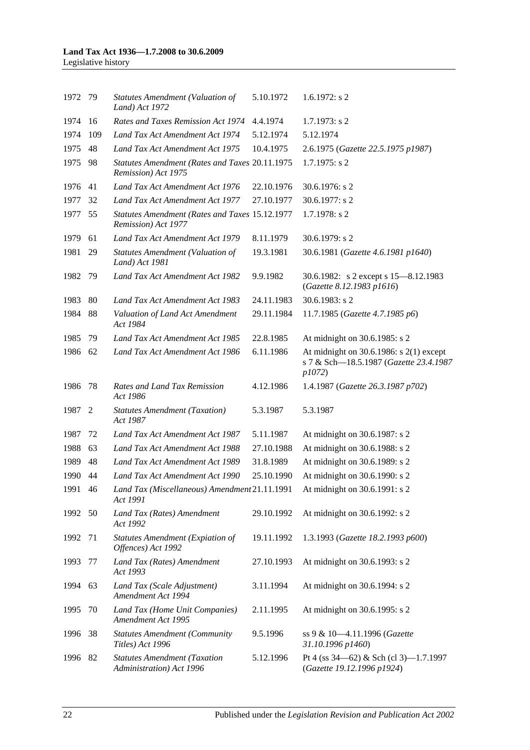| | | | | |
|---|---|---|---|---|
| 1972 | 79 | *Statutes Amendment (Valuation of Land) Act 1972* | 5.10.1972 | 1.6.1972: s 2 |
| 1974 | 16 | *Rates and Taxes Remission Act 1974* | 4.4.1974 | 1.7.1973: s 2 |
| 1974 | 109 | *Land Tax Act Amendment Act 1974* | 5.12.1974 | 5.12.1974 |
| 1975 | 48 | *Land Tax Act Amendment Act 1975* | 10.4.1975 | 2.6.1975 (*Gazette 22.5.1975 p1987*) |
| 1975 | 98 | *Statutes Amendment (Rates and Taxes Remission) Act 1975* | 20.11.1975 | 1.7.1975: s 2 |
| 1976 | 41 | *Land Tax Act Amendment Act 1976* | 22.10.1976 | 30.6.1976: s 2 |
| 1977 | 32 | *Land Tax Act Amendment Act 1977* | 27.10.1977 | 30.6.1977: s 2 |
| 1977 | 55 | *Statutes Amendment (Rates and Taxes Remission) Act 1977* | 15.12.1977 | 1.7.1978: s 2 |
| 1979 | 61 | *Land Tax Act Amendment Act 1979* | 8.11.1979 | 30.6.1979: s 2 |
| 1981 | 29 | *Statutes Amendment (Valuation of Land) Act 1981* | 19.3.1981 | 30.6.1981 (*Gazette 4.6.1981 p1640*) |
| 1982 | 79 | *Land Tax Act Amendment Act 1982* | 9.9.1982 | 30.6.1982: s 2 except s 15—8.12.1983 (*Gazette 8.12.1983 p1616*) |
| 1983 | 80 | *Land Tax Act Amendment Act 1983* | 24.11.1983 | 30.6.1983: s 2 |
| 1984 | 88 | *Valuation of Land Act Amendment Act 1984* | 29.11.1984 | 11.7.1985 (*Gazette 4.7.1985 p6*) |
| 1985 | 79 | *Land Tax Act Amendment Act 1985* | 22.8.1985 | At midnight on 30.6.1985: s 2 |
| 1986 | 62 | *Land Tax Act Amendment Act 1986* | 6.11.1986 | At midnight on 30.6.1986: s 2(1) except s 7 & Sch—18.5.1987 (*Gazette 23.4.1987 p1072*) |
| 1986 | 78 | *Rates and Land Tax Remission Act 1986* | 4.12.1986 | 1.4.1987 (*Gazette 26.3.1987 p702*) |
| 1987 | 2 | *Statutes Amendment (Taxation) Act 1987* | 5.3.1987 | 5.3.1987 |
| 1987 | 72 | *Land Tax Act Amendment Act 1987* | 5.11.1987 | At midnight on 30.6.1987: s 2 |
| 1988 | 63 | *Land Tax Act Amendment Act 1988* | 27.10.1988 | At midnight on 30.6.1988: s 2 |
| 1989 | 48 | *Land Tax Act Amendment Act 1989* | 31.8.1989 | At midnight on 30.6.1989: s 2 |
| 1990 | 44 | *Land Tax Act Amendment Act 1990* | 25.10.1990 | At midnight on 30.6.1990: s 2 |
| 1991 | 46 | *Land Tax (Miscellaneous) Amendment Act 1991* | 21.11.1991 | At midnight on 30.6.1991: s 2 |
| 1992 | 50 | *Land Tax (Rates) Amendment Act 1992* | 29.10.1992 | At midnight on 30.6.1992: s 2 |
| 1992 | 71 | *Statutes Amendment (Expiation of Offences) Act 1992* | 19.11.1992 | 1.3.1993 (*Gazette 18.2.1993 p600*) |
| 1993 | 77 | *Land Tax (Rates) Amendment Act 1993* | 27.10.1993 | At midnight on 30.6.1993: s 2 |
| 1994 | 63 | *Land Tax (Scale Adjustment) Amendment Act 1994* | 3.11.1994 | At midnight on 30.6.1994: s 2 |
| 1995 | 70 | *Land Tax (Home Unit Companies) Amendment Act 1995* | 2.11.1995 | At midnight on 30.6.1995: s 2 |
| 1996 | 38 | *Statutes Amendment (Community Titles) Act 1996* | 9.5.1996 | ss 9 & 10—4.11.1996 (*Gazette 31.10.1996 p1460*) |
| 1996 | 82 | *Statutes Amendment (Taxation Administration) Act 1996* | 5.12.1996 | Pt 4 (ss 34—62) & Sch (cl 3)—1.7.1997 (*Gazette 19.12.1996 p1924*) |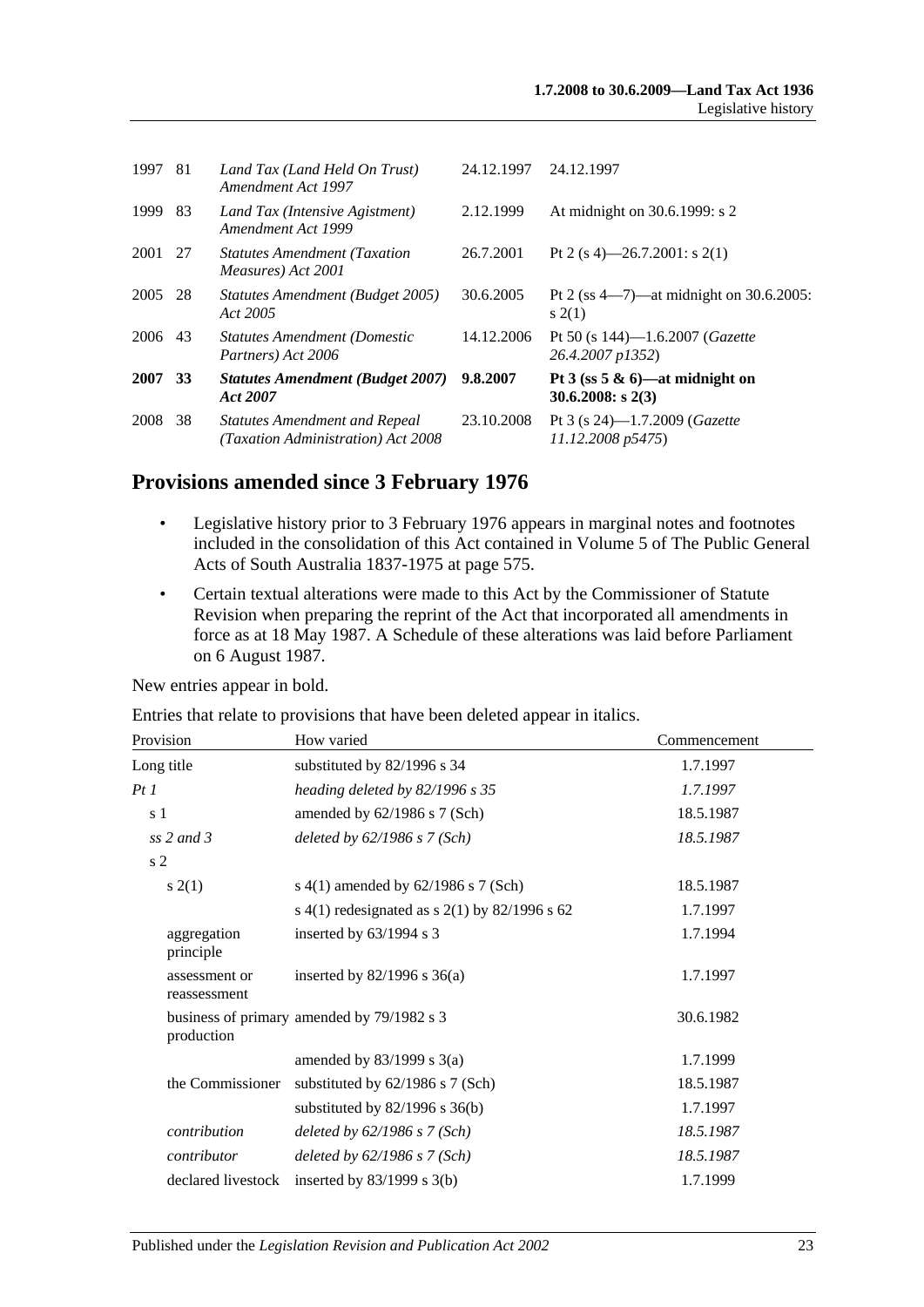| | | | | |
|---|---|---|---|---|
| 1997 | 81 | *Land Tax (Land Held On Trust) Amendment Act 1997* | 24.12.1997 | 24.12.1997 |
| 1999 | 83 | *Land Tax (Intensive Agistment) Amendment Act 1999* | 2.12.1999 | At midnight on 30.6.1999: s 2 |
| 2001 | 27 | *Statutes Amendment (Taxation Measures) Act 2001* | 26.7.2001 | Pt 2 (s 4)—26.7.2001: s 2(1) |
| 2005 | 28 | *Statutes Amendment (Budget 2005) Act 2005* | 30.6.2005 | Pt 2 (ss 4—7)—at midnight on 30.6.2005: s 2(1) |
| 2006 | 43 | *Statutes Amendment (Domestic Partners) Act 2006* | 14.12.2006 | Pt 50 (s 144)—1.6.2007 (*Gazette 26.4.2007 p1352*) |
| **2007** | **33** | ***Statutes Amendment (Budget 2007) Act 2007*** | **9.8.2007** | **Pt 3 (ss 5 & 6)—at midnight on 30.6.2008: s 2(3)** |
| 2008 | 38 | *Statutes Amendment and Repeal (Taxation Administration) Act 2008* | 23.10.2008 | Pt 3 (s 24)—1.7.2009 (*Gazette 11.12.2008 p5475*) |

## Provisions amended since 3 February 1976

- Legislative history prior to 3 February 1976 appears in marginal notes and footnotes included in the consolidation of this Act contained in Volume 5 of The Public General Acts of South Australia 1837-1975 at page 575.
- Certain textual alterations were made to this Act by the Commissioner of Statute Revision when preparing the reprint of the Act that incorporated all amendments in force as at 18 May 1987. A Schedule of these alterations was laid before Parliament on 6 August 1987.

New entries appear in bold.

Entries that relate to provisions that have been deleted appear in italics.

| Provision | | How varied | Commencement |
|---|---|---|---|
| Long title | | substituted by 82/1996 s 34 | 1.7.1997 |
| *Pt 1* | | *heading deleted by 82/1996 s 35* | *1.7.1997* |
| s 1 | | amended by 62/1986 s 7 (Sch) | 18.5.1987 |
| *ss 2 and 3* | | *deleted by 62/1986 s 7 (Sch)* | *18.5.1987* |
| s 2 | | | |
| | s 2(1) | s 4(1) amended by 62/1986 s 7 (Sch) | 18.5.1987 |
| | | s 4(1) redesignated as s 2(1) by 82/1996 s 62 | 1.7.1997 |
| | aggregation principle | inserted by 63/1994 s 3 | 1.7.1994 |
| | assessment or reassessment | inserted by 82/1996 s 36(a) | 1.7.1997 |
| | business of primary production | amended by 79/1982 s 3 | 30.6.1982 |
| | | amended by 83/1999 s 3(a) | 1.7.1999 |
| | the Commissioner | substituted by 62/1986 s 7 (Sch) | 18.5.1987 |
| | | substituted by 82/1996 s 36(b) | 1.7.1997 |
| | *contribution* | *deleted by 62/1986 s 7 (Sch)* | *18.5.1987* |
| | *contributor* | *deleted by 62/1986 s 7 (Sch)* | *18.5.1987* |
| | declared livestock | inserted by 83/1999 s 3(b) | 1.7.1999 |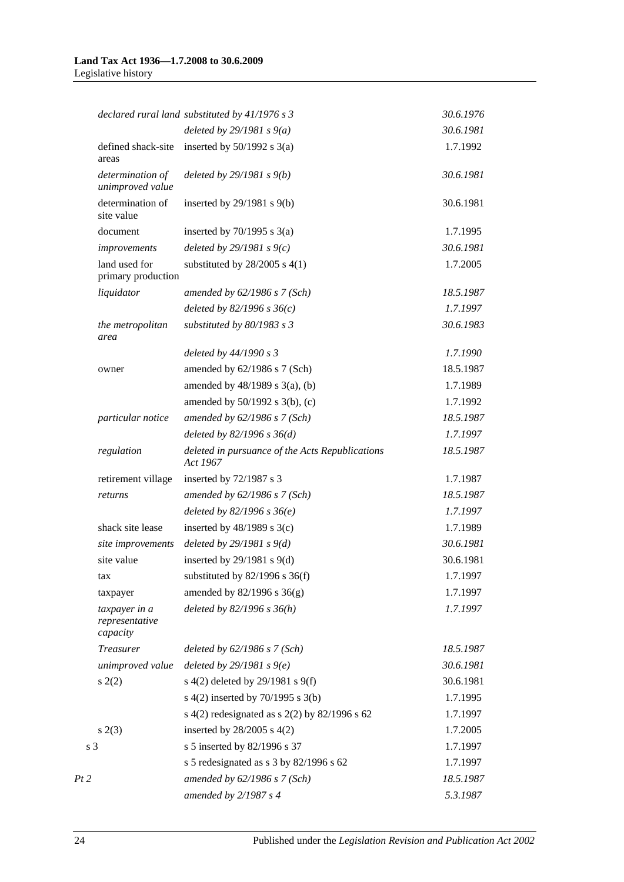| | | | |
|---|---|---|---|
| | *declared rural land* | *substituted by 41/1976 s 3* | *30.6.1976* |
| | | *deleted by 29/1981 s 9(a)* | *30.6.1981* |
| | defined shack-site areas | inserted by 50/1992 s 3(a) | 1.7.1992 |
| | *determination of unimproved value* | *deleted by 29/1981 s 9(b)* | *30.6.1981* |
| | determination of site value | inserted by 29/1981 s 9(b) | 30.6.1981 |
| | document | inserted by 70/1995 s 3(a) | 1.7.1995 |
| | *improvements* | *deleted by 29/1981 s 9(c)* | *30.6.1981* |
| | land used for primary production | substituted by 28/2005 s 4(1) | 1.7.2005 |
| | *liquidator* | *amended by 62/1986 s 7 (Sch)* | *18.5.1987* |
| | | *deleted by 82/1996 s 36(c)* | *1.7.1997* |
| | *the metropolitan area* | *substituted by 80/1983 s 3* | *30.6.1983* |
| | | *deleted by 44/1990 s 3* | *1.7.1990* |
| | owner | amended by 62/1986 s 7 (Sch) | 18.5.1987 |
| | | amended by 48/1989 s 3(a), (b) | 1.7.1989 |
| | | amended by 50/1992 s 3(b), (c) | 1.7.1992 |
| | *particular notice* | *amended by 62/1986 s 7 (Sch)* | *18.5.1987* |
| | | *deleted by 82/1996 s 36(d)* | *1.7.1997* |
| | *regulation* | *deleted in pursuance of the Acts Republications Act 1967* | *18.5.1987* |
| | retirement village | inserted by 72/1987 s 3 | 1.7.1987 |
| | *returns* | *amended by 62/1986 s 7 (Sch)* | *18.5.1987* |
| | | *deleted by 82/1996 s 36(e)* | *1.7.1997* |
| | shack site lease | inserted by 48/1989 s 3(c) | 1.7.1989 |
| | *site improvements* | *deleted by 29/1981 s 9(d)* | *30.6.1981* |
| | site value | inserted by 29/1981 s 9(d) | 30.6.1981 |
| | tax | substituted by 82/1996 s 36(f) | 1.7.1997 |
| | taxpayer | amended by 82/1996 s 36(g) | 1.7.1997 |
| | *taxpayer in a representative capacity* | *deleted by 82/1996 s 36(h)* | *1.7.1997* |
| | *Treasurer* | *deleted by 62/1986 s 7 (Sch)* | *18.5.1987* |
| | *unimproved value* | *deleted by 29/1981 s 9(e)* | *30.6.1981* |
| | s 2(2) | s 4(2) deleted by 29/1981 s 9(f) | 30.6.1981 |
| | | s 4(2) inserted by 70/1995 s 3(b) | 1.7.1995 |
| | | s 4(2) redesignated as s 2(2) by 82/1996 s 62 | 1.7.1997 |
| | s 2(3) | inserted by 28/2005 s 4(2) | 1.7.2005 |
| s 3 | | s 5 inserted by 82/1996 s 37 | 1.7.1997 |
| | | s 5 redesignated as s 3 by 82/1996 s 62 | 1.7.1997 |
| *Pt 2* | | *amended by 62/1986 s 7 (Sch)* | *18.5.1987* |
| | | *amended by 2/1987 s 4* | *5.3.1987* |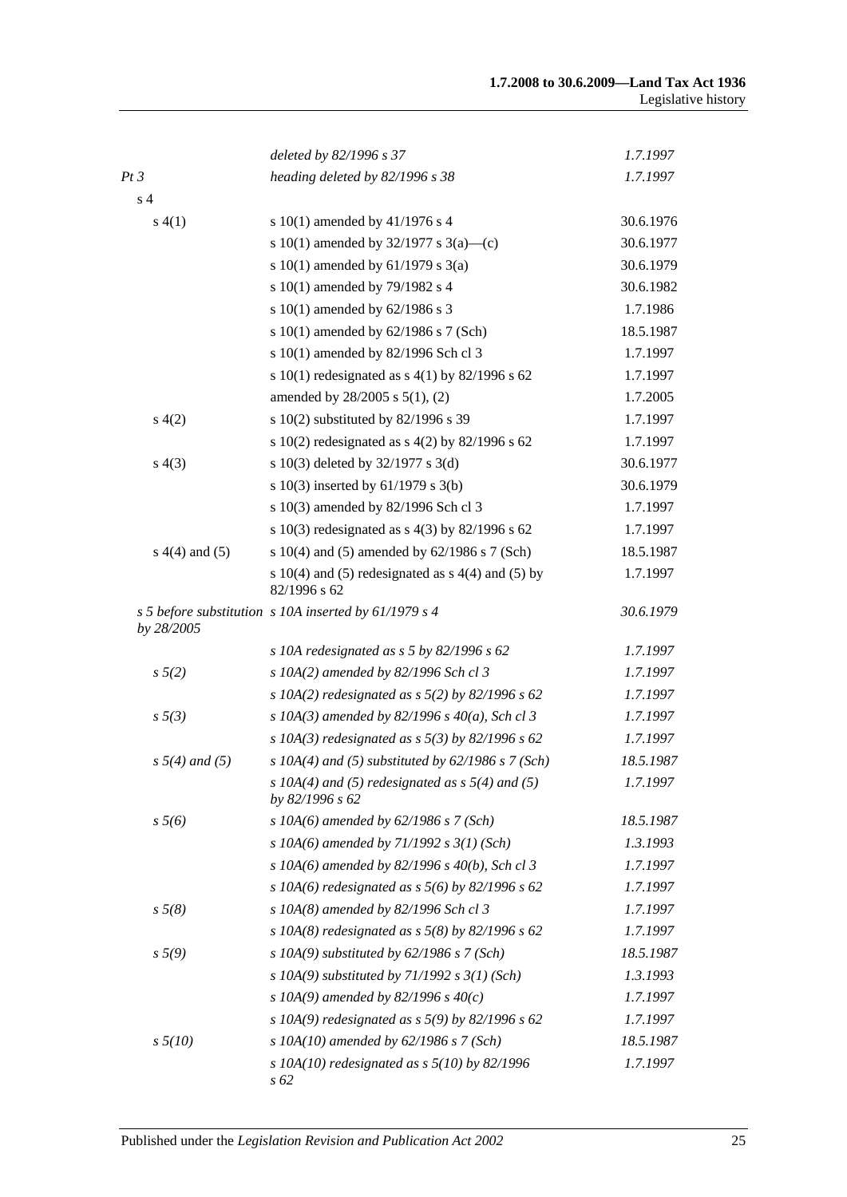| | | |
|---|---|---|
| | *deleted by 82/1996 s 37* | *1.7.1997* |
| *Pt 3* | *heading deleted by 82/1996 s 38* | *1.7.1997* |
| s 4 | | |
| s 4(1) | s 10(1) amended by 41/1976 s 4 | 30.6.1976 |
| | s 10(1) amended by 32/1977 s 3(a)—(c) | 30.6.1977 |
| | s 10(1) amended by 61/1979 s 3(a) | 30.6.1979 |
| | s 10(1) amended by 79/1982 s 4 | 30.6.1982 |
| | s 10(1) amended by 62/1986 s 3 | 1.7.1986 |
| | s 10(1) amended by 62/1986 s 7 (Sch) | 18.5.1987 |
| | s 10(1) amended by 82/1996 Sch cl 3 | 1.7.1997 |
| | s 10(1) redesignated as s 4(1) by 82/1996 s 62 | 1.7.1997 |
| | amended by 28/2005 s 5(1), (2) | 1.7.2005 |
| s 4(2) | s 10(2) substituted by 82/1996 s 39 | 1.7.1997 |
| | s 10(2) redesignated as s 4(2) by 82/1996 s 62 | 1.7.1997 |
| s 4(3) | s 10(3) deleted by 32/1977 s 3(d) | 30.6.1977 |
| | s 10(3) inserted by 61/1979 s 3(b) | 30.6.1979 |
| | s 10(3) amended by 82/1996 Sch cl 3 | 1.7.1997 |
| | s 10(3) redesignated as s 4(3) by 82/1996 s 62 | 1.7.1997 |
| s 4(4) and (5) | s 10(4) and (5) amended by 62/1986 s 7 (Sch) | 18.5.1987 |
| | s 10(4) and (5) redesignated as s 4(4) and (5) by 82/1996 s 62 | 1.7.1997 |
| *s 5 before substitution by 28/2005* | *s 10A inserted by 61/1979 s 4* | *30.6.1979* |
| | *s 10A redesignated as s 5 by 82/1996 s 62* | *1.7.1997* |
| *s 5(2)* | *s 10A(2) amended by 82/1996 Sch cl 3* | *1.7.1997* |
| | *s 10A(2) redesignated as s 5(2) by 82/1996 s 62* | *1.7.1997* |
| *s 5(3)* | *s 10A(3) amended by 82/1996 s 40(a), Sch cl 3* | *1.7.1997* |
| | *s 10A(3) redesignated as s 5(3) by 82/1996 s 62* | *1.7.1997* |
| *s 5(4) and (5)* | *s 10A(4) and (5) substituted by 62/1986 s 7 (Sch)* | *18.5.1987* |
| | *s 10A(4) and (5) redesignated as s 5(4) and (5) by 82/1996 s 62* | *1.7.1997* |
| *s 5(6)* | *s 10A(6) amended by 62/1986 s 7 (Sch)* | *18.5.1987* |
| | *s 10A(6) amended by 71/1992 s 3(1) (Sch)* | *1.3.1993* |
| | *s 10A(6) amended by 82/1996 s 40(b), Sch cl 3* | *1.7.1997* |
| | *s 10A(6) redesignated as s 5(6) by 82/1996 s 62* | *1.7.1997* |
| *s 5(8)* | *s 10A(8) amended by 82/1996 Sch cl 3* | *1.7.1997* |
| | *s 10A(8) redesignated as s 5(8) by 82/1996 s 62* | *1.7.1997* |
| *s 5(9)* | *s 10A(9) substituted by 62/1986 s 7 (Sch)* | *18.5.1987* |
| | *s 10A(9) substituted by 71/1992 s 3(1) (Sch)* | *1.3.1993* |
| | *s 10A(9) amended by 82/1996 s 40(c)* | *1.7.1997* |
| | *s 10A(9) redesignated as s 5(9) by 82/1996 s 62* | *1.7.1997* |
| *s 5(10)* | *s 10A(10) amended by 62/1986 s 7 (Sch)* | *18.5.1987* |
| | *s 10A(10) redesignated as s 5(10) by 82/1996 s 62* | *1.7.1997* |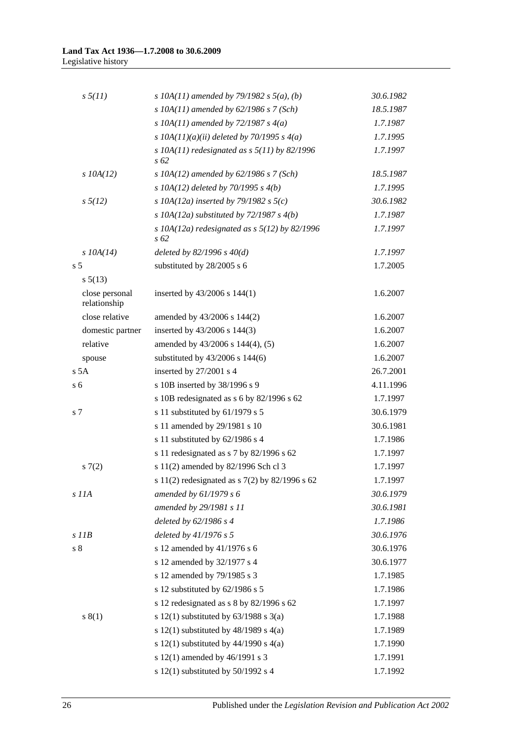| | | |
|---|---|---|
| *s 5(11)* | *s 10A(11) amended by 79/1982 s 5(a), (b)* | *30.6.1982* |
| | *s 10A(11) amended by 62/1986 s 7 (Sch)* | *18.5.1987* |
| | *s 10A(11) amended by 72/1987 s 4(a)* | *1.7.1987* |
| | *s 10A(11)(a)(ii) deleted by 70/1995 s 4(a)* | *1.7.1995* |
| | *s 10A(11) redesignated as s 5(11) by 82/1996 s 62* | *1.7.1997* |
| *s 10A(12)* | *s 10A(12) amended by 62/1986 s 7 (Sch)* | *18.5.1987* |
| | *s 10A(12) deleted by 70/1995 s 4(b)* | *1.7.1995* |
| *s 5(12)* | *s 10A(12a) inserted by 79/1982 s 5(c)* | *30.6.1982* |
| | *s 10A(12a) substituted by 72/1987 s 4(b)* | *1.7.1987* |
| | *s 10A(12a) redesignated as s 5(12) by 82/1996 s 62* | *1.7.1997* |
| *s 10A(14)* | *deleted by 82/1996 s 40(d)* | *1.7.1997* |
| s 5 | substituted by 28/2005 s 6 | 1.7.2005 |
| s 5(13) | | |
| close personal relationship | inserted by 43/2006 s 144(1) | 1.6.2007 |
| close relative | amended by 43/2006 s 144(2) | 1.6.2007 |
| domestic partner | inserted by 43/2006 s 144(3) | 1.6.2007 |
| relative | amended by 43/2006 s 144(4), (5) | 1.6.2007 |
| spouse | substituted by 43/2006 s 144(6) | 1.6.2007 |
| s 5A | inserted by 27/2001 s 4 | 26.7.2001 |
| s 6 | s 10B inserted by 38/1996 s 9 | 4.11.1996 |
| | s 10B redesignated as s 6 by 82/1996 s 62 | 1.7.1997 |
| s 7 | s 11 substituted by 61/1979 s 5 | 30.6.1979 |
| | s 11 amended by 29/1981 s 10 | 30.6.1981 |
| | s 11 substituted by 62/1986 s 4 | 1.7.1986 |
| | s 11 redesignated as s 7 by 82/1996 s 62 | 1.7.1997 |
| s 7(2) | s 11(2) amended by 82/1996 Sch cl 3 | 1.7.1997 |
| | s 11(2) redesignated as s 7(2) by 82/1996 s 62 | 1.7.1997 |
| *s 11A* | *amended by 61/1979 s 6* | *30.6.1979* |
| | *amended by 29/1981 s 11* | *30.6.1981* |
| | *deleted by 62/1986 s 4* | *1.7.1986* |
| *s 11B* | *deleted by 41/1976 s 5* | *30.6.1976* |
| s 8 | s 12 amended by 41/1976 s 6 | 30.6.1976 |
| | s 12 amended by 32/1977 s 4 | 30.6.1977 |
| | s 12 amended by 79/1985 s 3 | 1.7.1985 |
| | s 12 substituted by 62/1986 s 5 | 1.7.1986 |
| | s 12 redesignated as s 8 by 82/1996 s 62 | 1.7.1997 |
| s 8(1) | s 12(1) substituted by 63/1988 s 3(a) | 1.7.1988 |
| | s 12(1) substituted by 48/1989 s 4(a) | 1.7.1989 |
| | s 12(1) substituted by 44/1990 s 4(a) | 1.7.1990 |
| | s 12(1) amended by 46/1991 s 3 | 1.7.1991 |
| | s 12(1) substituted by 50/1992 s 4 | 1.7.1992 |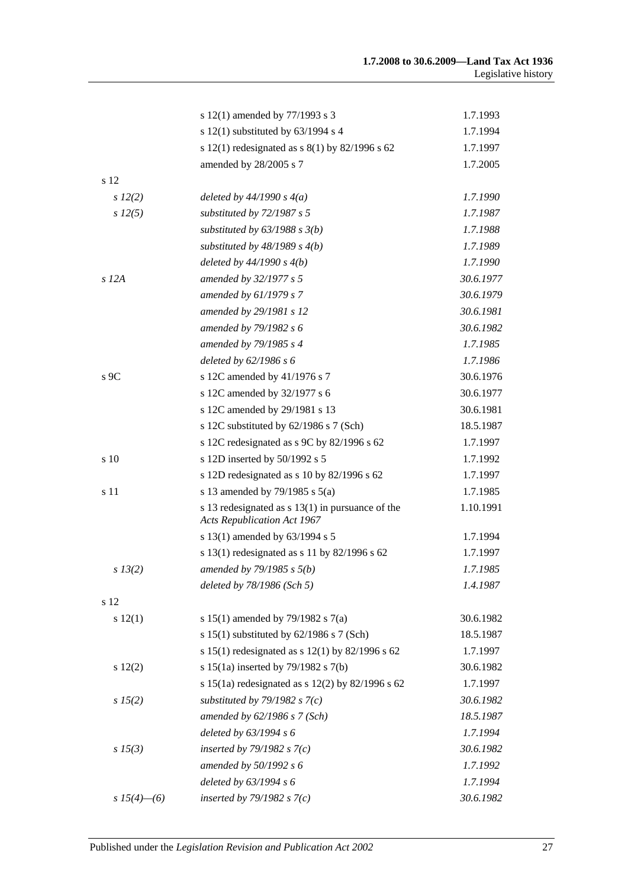| | | |
|---|---|---|
| | s 12(1) amended by 77/1993 s 3 | 1.7.1993 |
| | s 12(1) substituted by 63/1994 s 4 | 1.7.1994 |
| | s 12(1) redesignated as s 8(1) by 82/1996 s 62 | 1.7.1997 |
| | amended by 28/2005 s 7 | 1.7.2005 |
| s 12 | | |
| *s 12(2)* | *deleted by 44/1990 s 4(a)* | *1.7.1990* |
| *s 12(5)* | *substituted by 72/1987 s 5* | *1.7.1987* |
| | *substituted by 63/1988 s 3(b)* | *1.7.1988* |
| | *substituted by 48/1989 s 4(b)* | *1.7.1989* |
| | *deleted by 44/1990 s 4(b)* | *1.7.1990* |
| *s 12A* | *amended by 32/1977 s 5* | *30.6.1977* |
| | *amended by 61/1979 s 7* | *30.6.1979* |
| | *amended by 29/1981 s 12* | *30.6.1981* |
| | *amended by 79/1982 s 6* | *30.6.1982* |
| | *amended by 79/1985 s 4* | *1.7.1985* |
| | *deleted by 62/1986 s 6* | *1.7.1986* |
| s 9C | s 12C amended by 41/1976 s 7 | 30.6.1976 |
| | s 12C amended by 32/1977 s 6 | 30.6.1977 |
| | s 12C amended by 29/1981 s 13 | 30.6.1981 |
| | s 12C substituted by 62/1986 s 7 (Sch) | 18.5.1987 |
| | s 12C redesignated as s 9C by 82/1996 s 62 | 1.7.1997 |
| s 10 | s 12D inserted by 50/1992 s 5 | 1.7.1992 |
| | s 12D redesignated as s 10 by 82/1996 s 62 | 1.7.1997 |
| s 11 | s 13 amended by 79/1985 s 5(a) | 1.7.1985 |
| | s 13 redesignated as s 13(1) in pursuance of the *Acts Republication Act 1967* | 1.10.1991 |
| | s 13(1) amended by 63/1994 s 5 | 1.7.1994 |
| | s 13(1) redesignated as s 11 by 82/1996 s 62 | 1.7.1997 |
| *s 13(2)* | *amended by 79/1985 s 5(b)* | *1.7.1985* |
| | *deleted by 78/1986 (Sch 5)* | *1.4.1987* |
| s 12 | | |
| s 12(1) | s 15(1) amended by 79/1982 s 7(a) | 30.6.1982 |
| | s 15(1) substituted by 62/1986 s 7 (Sch) | 18.5.1987 |
| | s 15(1) redesignated as s 12(1) by 82/1996 s 62 | 1.7.1997 |
| s 12(2) | s 15(1a) inserted by 79/1982 s 7(b) | 30.6.1982 |
| | s 15(1a) redesignated as s 12(2) by 82/1996 s 62 | 1.7.1997 |
| *s 15(2)* | *substituted by 79/1982 s 7(c)* | *30.6.1982* |
| | *amended by 62/1986 s 7 (Sch)* | *18.5.1987* |
| | *deleted by 63/1994 s 6* | *1.7.1994* |
| *s 15(3)* | *inserted by 79/1982 s 7(c)* | *30.6.1982* |
| | *amended by 50/1992 s 6* | *1.7.1992* |
| | *deleted by 63/1994 s 6* | *1.7.1994* |
| *s 15(4)—(6)* | *inserted by 79/1982 s 7(c)* | *30.6.1982* |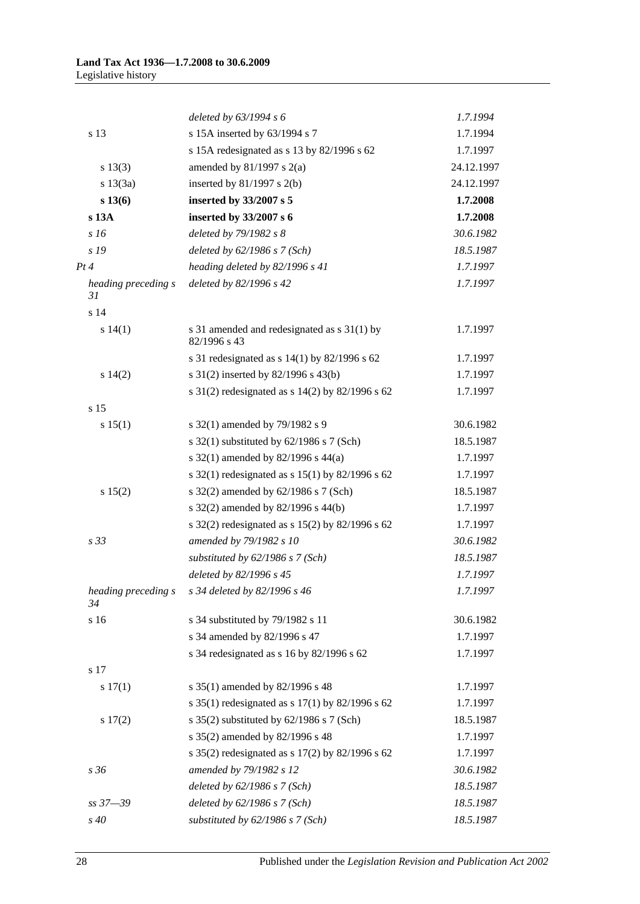| | | |
|---|---|---|
| | *deleted by 63/1994 s 6* | *1.7.1994* |
| s 13 | s 15A inserted by 63/1994 s 7 | 1.7.1994 |
| | s 15A redesignated as s 13 by 82/1996 s 62 | 1.7.1997 |
| s 13(3) | amended by 81/1997 s 2(a) | 24.12.1997 |
| s 13(3a) | inserted by 81/1997 s 2(b) | 24.12.1997 |
| **s 13(6)** | **inserted by 33/2007 s 5** | **1.7.2008** |
| **s 13A** | **inserted by 33/2007 s 6** | **1.7.2008** |
| *s 16* | *deleted by 79/1982 s 8* | *30.6.1982* |
| *s 19* | *deleted by 62/1986 s 7 (Sch)* | *18.5.1987* |
| *Pt 4* | *heading deleted by 82/1996 s 41* | *1.7.1997* |
| *heading preceding s 31* | *deleted by 82/1996 s 42* | *1.7.1997* |
| s 14 | | |
| s 14(1) | s 31 amended and redesignated as s 31(1) by 82/1996 s 43 | 1.7.1997 |
| | s 31 redesignated as s 14(1) by 82/1996 s 62 | 1.7.1997 |
| s 14(2) | s 31(2) inserted by 82/1996 s 43(b) | 1.7.1997 |
| | s 31(2) redesignated as s 14(2) by 82/1996 s 62 | 1.7.1997 |
| s 15 | | |
| s 15(1) | s 32(1) amended by 79/1982 s 9 | 30.6.1982 |
| | s 32(1) substituted by 62/1986 s 7 (Sch) | 18.5.1987 |
| | s 32(1) amended by 82/1996 s 44(a) | 1.7.1997 |
| | s 32(1) redesignated as s 15(1) by 82/1996 s 62 | 1.7.1997 |
| s 15(2) | s 32(2) amended by 62/1986 s 7 (Sch) | 18.5.1987 |
| | s 32(2) amended by 82/1996 s 44(b) | 1.7.1997 |
| | s 32(2) redesignated as s 15(2) by 82/1996 s 62 | 1.7.1997 |
| *s 33* | *amended by 79/1982 s 10* | *30.6.1982* |
| | *substituted by 62/1986 s 7 (Sch)* | *18.5.1987* |
| | *deleted by 82/1996 s 45* | *1.7.1997* |
| *heading preceding s 34* | *s 34 deleted by 82/1996 s 46* | *1.7.1997* |
| s 16 | s 34 substituted by 79/1982 s 11 | 30.6.1982 |
| | s 34 amended by 82/1996 s 47 | 1.7.1997 |
| | s 34 redesignated as s 16 by 82/1996 s 62 | 1.7.1997 |
| s 17 | | |
| s 17(1) | s 35(1) amended by 82/1996 s 48 | 1.7.1997 |
| | s 35(1) redesignated as s 17(1) by 82/1996 s 62 | 1.7.1997 |
| s 17(2) | s 35(2) substituted by 62/1986 s 7 (Sch) | 18.5.1987 |
| | s 35(2) amended by 82/1996 s 48 | 1.7.1997 |
| | s 35(2) redesignated as s 17(2) by 82/1996 s 62 | 1.7.1997 |
| *s 36* | *amended by 79/1982 s 12* | *30.6.1982* |
| | *deleted by 62/1986 s 7 (Sch)* | *18.5.1987* |
| *ss 37—39* | *deleted by 62/1986 s 7 (Sch)* | *18.5.1987* |
| *s 40* | *substituted by 62/1986 s 7 (Sch)* | *18.5.1987* |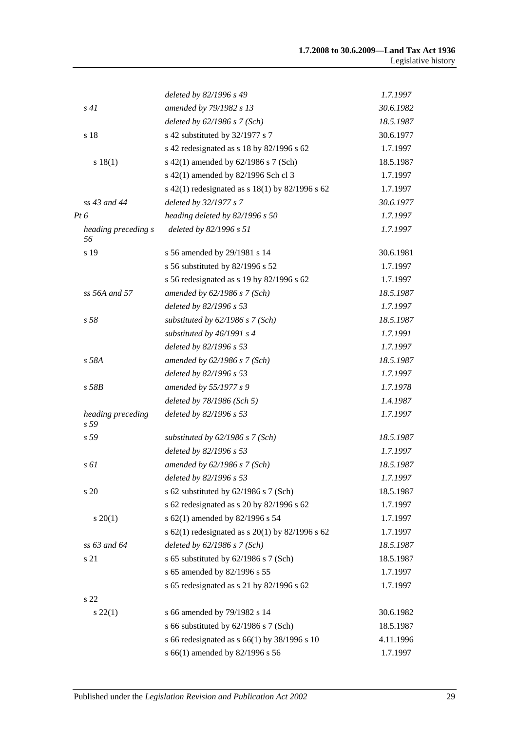| | | |
|---|---|---|
| | *deleted by 82/1996 s 49* | *1.7.1997* |
| *s 41* | *amended by 79/1982 s 13* | *30.6.1982* |
| | *deleted by 62/1986 s 7 (Sch)* | *18.5.1987* |
| s 18 | s 42 substituted by 32/1977 s 7 | 30.6.1977 |
| | s 42 redesignated as s 18 by 82/1996 s 62 | 1.7.1997 |
| s 18(1) | s 42(1) amended by 62/1986 s 7 (Sch) | 18.5.1987 |
| | s 42(1) amended by 82/1996 Sch cl 3 | 1.7.1997 |
| | s 42(1) redesignated as s 18(1) by 82/1996 s 62 | 1.7.1997 |
| *ss 43 and 44* | *deleted by 32/1977 s 7* | *30.6.1977* |
| *Pt 6* | *heading deleted by 82/1996 s 50* | *1.7.1997* |
| *heading preceding s 56* | *deleted by 82/1996 s 51* | *1.7.1997* |
| s 19 | s 56 amended by 29/1981 s 14 | 30.6.1981 |
| | s 56 substituted by 82/1996 s 52 | 1.7.1997 |
| | s 56 redesignated as s 19 by 82/1996 s 62 | 1.7.1997 |
| *ss 56A and 57* | *amended by 62/1986 s 7 (Sch)* | *18.5.1987* |
| | *deleted by 82/1996 s 53* | *1.7.1997* |
| *s 58* | *substituted by 62/1986 s 7 (Sch)* | *18.5.1987* |
| | *substituted by 46/1991 s 4* | *1.7.1991* |
| | *deleted by 82/1996 s 53* | *1.7.1997* |
| *s 58A* | *amended by 62/1986 s 7 (Sch)* | *18.5.1987* |
| | *deleted by 82/1996 s 53* | *1.7.1997* |
| *s 58B* | *amended by 55/1977 s 9* | *1.7.1978* |
| | *deleted by 78/1986 (Sch 5)* | *1.4.1987* |
| *heading preceding s 59* | *deleted by 82/1996 s 53* | *1.7.1997* |
| *s 59* | *substituted by 62/1986 s 7 (Sch)* | *18.5.1987* |
| | *deleted by 82/1996 s 53* | *1.7.1997* |
| *s 61* | *amended by 62/1986 s 7 (Sch)* | *18.5.1987* |
| | *deleted by 82/1996 s 53* | *1.7.1997* |
| s 20 | s 62 substituted by 62/1986 s 7 (Sch) | 18.5.1987 |
| | s 62 redesignated as s 20 by 82/1996 s 62 | 1.7.1997 |
| s 20(1) | s 62(1) amended by 82/1996 s 54 | 1.7.1997 |
| | s 62(1) redesignated as s 20(1) by 82/1996 s 62 | 1.7.1997 |
| *ss 63 and 64* | *deleted by 62/1986 s 7 (Sch)* | *18.5.1987* |
| s 21 | s 65 substituted by 62/1986 s 7 (Sch) | 18.5.1987 |
| | s 65 amended by 82/1996 s 55 | 1.7.1997 |
| | s 65 redesignated as s 21 by 82/1996 s 62 | 1.7.1997 |
| s 22 | | |
| s 22(1) | s 66 amended by 79/1982 s 14 | 30.6.1982 |
| | s 66 substituted by 62/1986 s 7 (Sch) | 18.5.1987 |
| | s 66 redesignated as s 66(1) by 38/1996 s 10 | 4.11.1996 |
| | s 66(1) amended by 82/1996 s 56 | 1.7.1997 |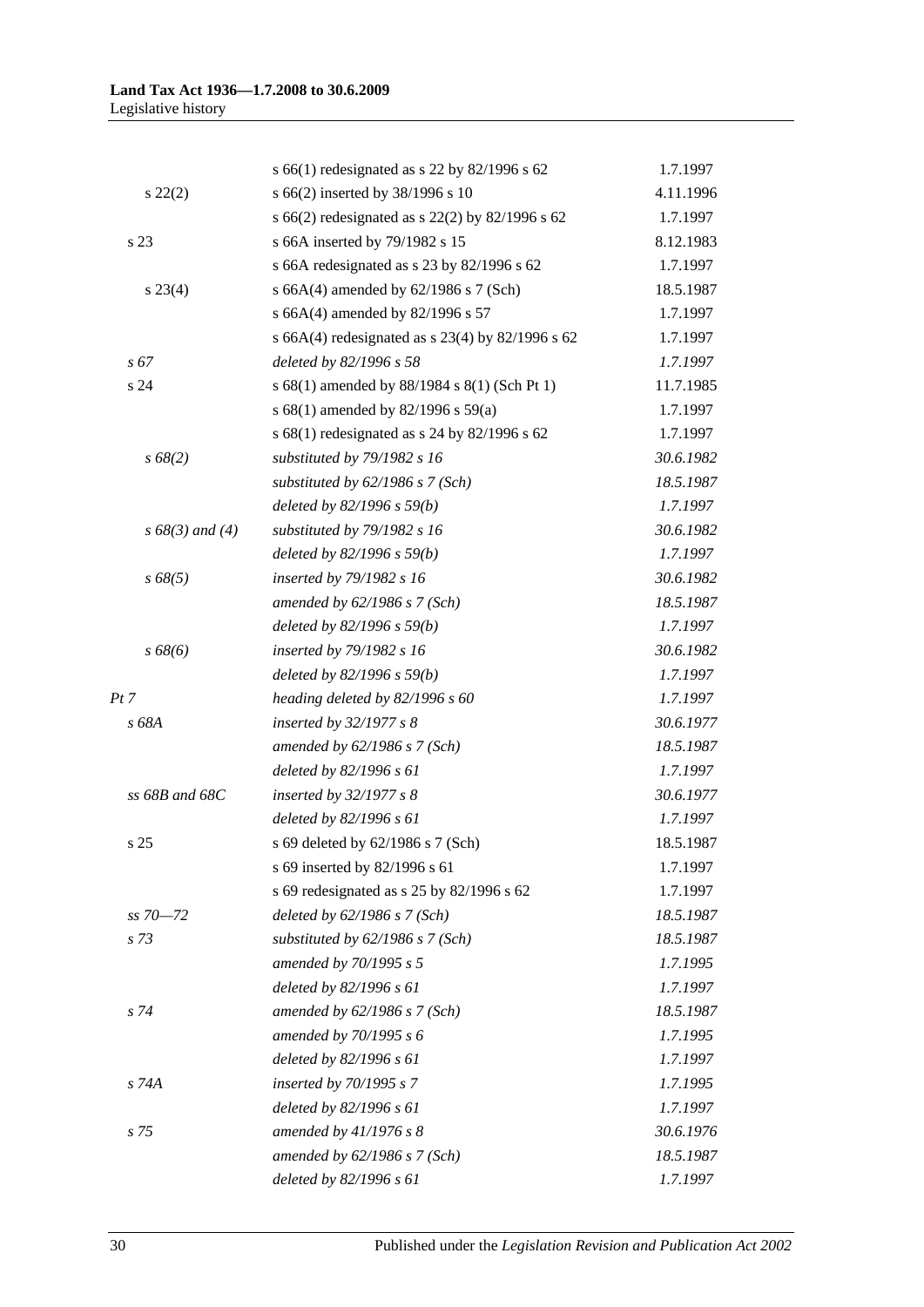| | | |
|---|---|---|
| | s 66(1) redesignated as s 22 by 82/1996 s 62 | 1.7.1997 |
| s 22(2) | s 66(2) inserted by 38/1996 s 10 | 4.11.1996 |
| | s 66(2) redesignated as s 22(2) by 82/1996 s 62 | 1.7.1997 |
| s 23 | s 66A inserted by 79/1982 s 15 | 8.12.1983 |
| | s 66A redesignated as s 23 by 82/1996 s 62 | 1.7.1997 |
| s 23(4) | s 66A(4) amended by 62/1986 s 7 (Sch) | 18.5.1987 |
| | s 66A(4) amended by 82/1996 s 57 | 1.7.1997 |
| | s 66A(4) redesignated as s 23(4) by 82/1996 s 62 | 1.7.1997 |
| *s 67* | *deleted by 82/1996 s 58* | *1.7.1997* |
| s 24 | s 68(1) amended by 88/1984 s 8(1) (Sch Pt 1) | 11.7.1985 |
| | s 68(1) amended by 82/1996 s 59(a) | 1.7.1997 |
| | s 68(1) redesignated as s 24 by 82/1996 s 62 | 1.7.1997 |
| *s 68(2)* | *substituted by 79/1982 s 16* | *30.6.1982* |
| | *substituted by 62/1986 s 7 (Sch)* | *18.5.1987* |
| | *deleted by 82/1996 s 59(b)* | *1.7.1997* |
| *s 68(3) and (4)* | *substituted by 79/1982 s 16* | *30.6.1982* |
| | *deleted by 82/1996 s 59(b)* | *1.7.1997* |
| *s 68(5)* | *inserted by 79/1982 s 16* | *30.6.1982* |
| | *amended by 62/1986 s 7 (Sch)* | *18.5.1987* |
| | *deleted by 82/1996 s 59(b)* | *1.7.1997* |
| *s 68(6)* | *inserted by 79/1982 s 16* | *30.6.1982* |
| | *deleted by 82/1996 s 59(b)* | *1.7.1997* |
| *Pt 7* | *heading deleted by 82/1996 s 60* | *1.7.1997* |
| *s 68A* | *inserted by 32/1977 s 8* | *30.6.1977* |
| | *amended by 62/1986 s 7 (Sch)* | *18.5.1987* |
| | *deleted by 82/1996 s 61* | *1.7.1997* |
| *ss 68B and 68C* | *inserted by 32/1977 s 8* | *30.6.1977* |
| | *deleted by 82/1996 s 61* | *1.7.1997* |
| s 25 | s 69 deleted by 62/1986 s 7 (Sch) | 18.5.1987 |
| | s 69 inserted by 82/1996 s 61 | 1.7.1997 |
| | s 69 redesignated as s 25 by 82/1996 s 62 | 1.7.1997 |
| *ss 70—72* | *deleted by 62/1986 s 7 (Sch)* | *18.5.1987* |
| *s 73* | *substituted by 62/1986 s 7 (Sch)* | *18.5.1987* |
| | *amended by 70/1995 s 5* | *1.7.1995* |
| | *deleted by 82/1996 s 61* | *1.7.1997* |
| *s 74* | *amended by 62/1986 s 7 (Sch)* | *18.5.1987* |
| | *amended by 70/1995 s 6* | *1.7.1995* |
| | *deleted by 82/1996 s 61* | *1.7.1997* |
| *s 74A* | *inserted by 70/1995 s 7* | *1.7.1995* |
| | *deleted by 82/1996 s 61* | *1.7.1997* |
| *s 75* | *amended by 41/1976 s 8* | *30.6.1976* |
| | *amended by 62/1986 s 7 (Sch)* | *18.5.1987* |
| | *deleted by 82/1996 s 61* | *1.7.1997* |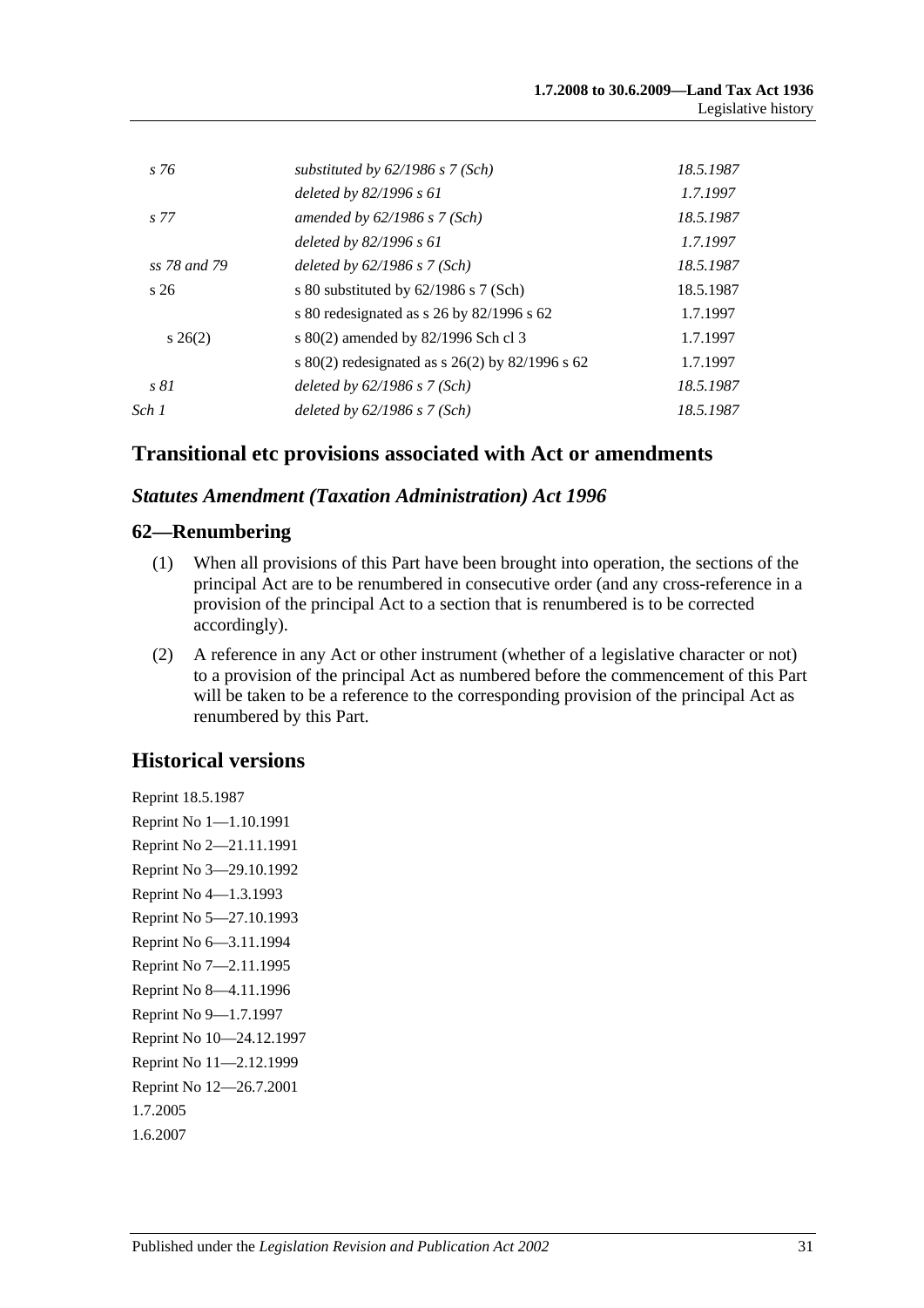| | | |
|---|---|---|
| *s 76* | *substituted by 62/1986 s 7 (Sch)* | *18.5.1987* |
| | *deleted by 82/1996 s 61* | *1.7.1997* |
| *s 77* | *amended by 62/1986 s 7 (Sch)* | *18.5.1987* |
| | *deleted by 82/1996 s 61* | *1.7.1997* |
| *ss 78 and 79* | *deleted by 62/1986 s 7 (Sch)* | *18.5.1987* |
| s 26 | s 80 substituted by 62/1986 s 7 (Sch) | 18.5.1987 |
| | s 80 redesignated as s 26 by 82/1996 s 62 | 1.7.1997 |
| s 26(2) | s 80(2) amended by 82/1996 Sch cl 3 | 1.7.1997 |
| | s 80(2) redesignated as s 26(2) by 82/1996 s 62 | 1.7.1997 |
| *s 81* | *deleted by 62/1986 s 7 (Sch)* | *18.5.1987* |
| *Sch 1* | *deleted by 62/1986 s 7 (Sch)* | *18.5.1987* |

## Transitional etc provisions associated with Act or amendments

### *Statutes Amendment (Taxation Administration) Act 1996*

### 62—Renumbering

(1) When all provisions of this Part have been brought into operation, the sections of the principal Act are to be renumbered in consecutive order (and any cross-reference in a provision of the principal Act to a section that is renumbered is to be corrected accordingly).

(2) A reference in any Act or other instrument (whether of a legislative character or not) to a provision of the principal Act as numbered before the commencement of this Part will be taken to be a reference to the corresponding provision of the principal Act as renumbered by this Part.

## Historical versions

Reprint 18.5.1987
Reprint No 1—1.10.1991
Reprint No 2—21.11.1991
Reprint No 3—29.10.1992
Reprint No 4—1.3.1993
Reprint No 5—27.10.1993
Reprint No 6—3.11.1994
Reprint No 7—2.11.1995
Reprint No 8—4.11.1996
Reprint No 9—1.7.1997
Reprint No 10—24.12.1997
Reprint No 11—2.12.1999
Reprint No 12—26.7.2001
1.7.2005
1.6.2007